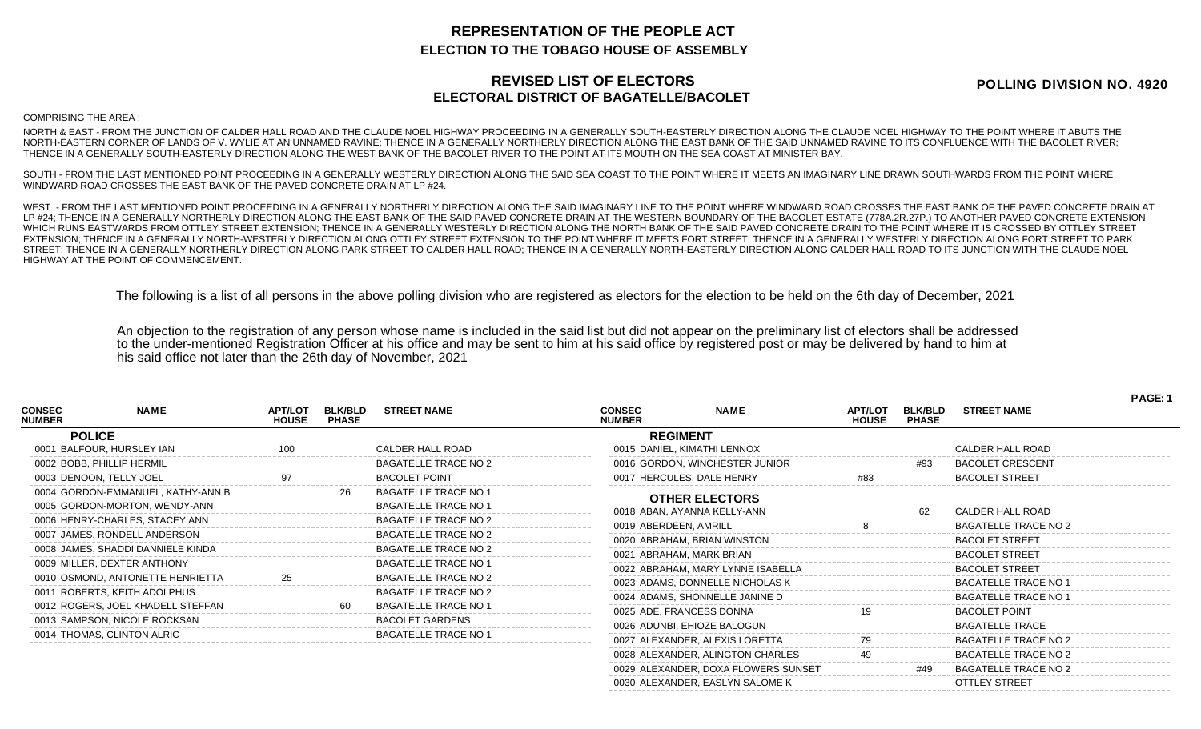# REPRESENTATION OF THE PEOPLE ACT

## ELECTION TO THE TOBAGO HOUSE OF ASSEMBLY

### REVISED LIST OF ELECTORS

### ELECTORAL DISTRICT OF BAGATELLE/BACOLET

**POLLING DIVISION NO. 4920**

COMPRISING THE AREA :

NORTH & EAST - FROM THE JUNCTION OF CALDER HALL ROAD AND THE CLAUDE NOEL HIGHWAY PROCEEDING IN A GENERALLY SOUTH-EASTERLY DIRECTION ALONG THE CLAUDE NOEL HIGHWAY TO THE POINT WHERE IT ABUTS THE NORTH-EASTERN CORNER OF LANDS OF V. WYLIE AT AN UNNAMED RAVINE; THENCE IN A GENERALLY NORTHERLY DIRECTION ALONG THE EAST BANK OF THE SAID UNNAMED RAVINE TO ITS CONFLUENCE WITH THE BACOLET RIVER; THENCE IN A GENERALLY SOUTH-EASTERLY DIRECTION ALONG THE WEST BANK OF THE BACOLET RIVER TO THE POINT AT ITS MOUTH ON THE SEA COAST AT MINISTER BAY.

SOUTH - FROM THE LAST MENTIONED POINT PROCEEDING IN A GENERALLY WESTERLY DIRECTION ALONG THE SAID SEA COAST TO THE POINT WHERE IT MEETS AN IMAGINARY LINE DRAWN SOUTHWARDS FROM THE POINT WHERE WINDWARD ROAD CROSSES THE EAST BANK OF THE PAVED CONCRETE DRAIN AT LP #24.

WEST - FROM THE LAST MENTIONED POINT PROCEEDING IN A GENERALLY NORTHERLY DIRECTION ALONG THE SAID IMAGINARY LINE TO THE POINT WHERE WINDWARD ROAD CROSSES THE EAST BANK OF THE PAVED CONCRETE DRAIN AT LP #24; THENCE IN A GENERALLY NORTHERLY DIRECTION ALONG THE EAST BANK OF THE SAID PAVED CONCRETE DRAIN AT THE WESTERN BOUNDARY OF THE BACOLET ESTATE (778A.2R.27P.) TO ANOTHER PAVED CONCRETE EXTENSION WHICH RUNS EASTWARDS FROM OTTLEY STREET EXTENSION; THENCE IN A GENERALLY WESTERLY DIRECTION ALONG THE NORTH BANK OF THE SAID PAVED CONCRETE DRAIN TO THE POINT WHERE IT IS CROSSED BY OTTLEY STREET EXTENSION; THENCE IN A GENERALLY NORTH-WESTERLY DIRECTION ALONG OTTLEY STREET EXTENSION TO THE POINT WHERE IT MEETS FORT STREET; THENCE IN A GENERALLY WESTERLY DIRECTION ALONG FORT STREET TO PARK STREET; THENCE IN A GENERALLY NORTHERLY DIRECTION ALONG PARK STREET TO CALDER HALL ROAD; THENCE IN A GENERALLY NORTH-EASTERLY DIRECTION ALONG CALDER HALL ROAD TO ITS JUNCTION WITH THE CLAUDE NOEL HIGHWAY AT THE POINT OF COMMENCEMENT.

The following is a list of all persons in the above polling division who are registered as electors for the election to be held on the 6th day of December, 2021

An objection to the registration of any person whose name is included in the said list but did not appear on the preliminary list of electors shall be addressed to the under-mentioned Registration Officer at his office and may be sent to him at his said office by registered post or may be delivered by hand to him at his said office not later than the 26th day of November, 2021

PAGE: 1

| CONSEC NUMBER | NAME | APT/LOT HOUSE | BLK/BLD PHASE | STREET NAME |
|---|---|---|---|---|
| | **POLICE** | | | |
| 0001 | BALFOUR, HURSLEY IAN | 100 | | CALDER HALL ROAD |
| 0002 | BOBB, PHILLIP HERMIL | | | BAGATELLE TRACE NO 2 |
| 0003 | DENOON, TELLY JOEL | 97 | | BACOLET POINT |
| 0004 | GORDON-EMMANUEL, KATHY-ANN B | | 26 | BAGATELLE TRACE NO 1 |
| 0005 | GORDON-MORTON, WENDY-ANN | | | BAGATELLE TRACE NO 1 |
| 0006 | HENRY-CHARLES, STACEY ANN | | | BAGATELLE TRACE NO 2 |
| 0007 | JAMES, RONDELL ANDERSON | | | BAGATELLE TRACE NO 2 |
| 0008 | JAMES, SHADDI DANNIELE KINDA | | | BAGATELLE TRACE NO 2 |
| 0009 | MILLER, DEXTER ANTHONY | | | BAGATELLE TRACE NO 1 |
| 0010 | OSMOND, ANTONETTE HENRIETTA | 25 | | BAGATELLE TRACE NO 2 |
| 0011 | ROBERTS, KEITH ADOLPHUS | | | BAGATELLE TRACE NO 2 |
| 0012 | ROGERS, JOEL KHADELL STEFFAN | | 60 | BAGATELLE TRACE NO 1 |
| 0013 | SAMPSON, NICOLE ROCKSAN | | | BACOLET GARDENS |
| 0014 | THOMAS, CLINTON ALRIC | | | BAGATELLE TRACE NO 1 |
| | **REGIMENT** | | | |
| 0015 | DANIEL, KIMATHI LENNOX | | | CALDER HALL ROAD |
| 0016 | GORDON, WINCHESTER JUNIOR | | #93 | BACOLET CRESCENT |
| 0017 | HERCULES, DALE HENRY | #83 | | BACOLET STREET |
| | **OTHER ELECTORS** | | | |
| 0018 | ABAN, AYANNA KELLY-ANN | | 62 | CALDER HALL ROAD |
| 0019 | ABERDEEN, AMRILL | 8 | | BAGATELLE TRACE NO 2 |
| 0020 | ABRAHAM, BRIAN WINSTON | | | BACOLET STREET |
| 0021 | ABRAHAM, MARK BRIAN | | | BACOLET STREET |
| 0022 | ABRAHAM, MARY LYNNE ISABELLA | | | BACOLET STREET |
| 0023 | ADAMS, DONNELLE NICHOLAS K | | | BAGATELLE TRACE NO 1 |
| 0024 | ADAMS, SHONNELLE JANINE D | | | BAGATELLE TRACE NO 1 |
| 0025 | ADE, FRANCESS DONNA | 19 | | BACOLET POINT |
| 0026 | ADUNBI, EHIOZE BALOGUN | | | BAGATELLE TRACE |
| 0027 | ALEXANDER, ALEXIS LORETTA | 79 | | BAGATELLE TRACE NO 2 |
| 0028 | ALEXANDER, ALINGTON CHARLES | 49 | | BAGATELLE TRACE NO 2 |
| 0029 | ALEXANDER, DOXA FLOWERS SUNSET | | #49 | BAGATELLE TRACE NO 2 |
| 0030 | ALEXANDER, EASLYN SALOME K | | | OTTLEY STREET |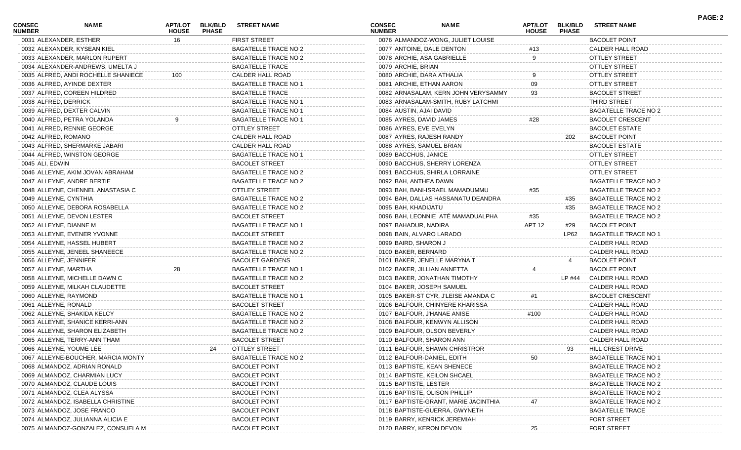| CONSEC NUMBER | NAME | APT/LOT HOUSE | BLK/BLD PHASE | STREET NAME |
|---|---|---|---|---|
| 0031 | ALEXANDER, ESTHER | 16 | | FIRST STREET |
| 0032 | ALEXANDER, KYSEAN KIEL | | | BAGATELLE TRACE NO 2 |
| 0033 | ALEXANDER, MARLON RUPERT | | | BAGATELLE TRACE NO 2 |
| 0034 | ALEXANDER-ANDREWS, UMELTA J | | | BAGATELLE TRACE |
| 0035 | ALFRED, ANDI ROCHELLE SHANIECE | 100 | | CALDER HALL ROAD |
| 0036 | ALFRED, AYINDE DEXTER | | | BAGATELLE TRACE NO 1 |
| 0037 | ALFRED, COREEN HILDRED | | | BAGATELLE TRACE |
| 0038 | ALFRED, DERRICK | | | BAGATELLE TRACE NO 1 |
| 0039 | ALFRED, DEXTER CALVIN | | | BAGATELLE TRACE NO 1 |
| 0040 | ALFRED, PETRA YOLANDA | 9 | | BAGATELLE TRACE NO 1 |
| 0041 | ALFRED, RENNIE GEORGE | | | OTTLEY STREET |
| 0042 | ALFRED, ROMANO | | | CALDER HALL ROAD |
| 0043 | ALFRED, SHERMARKE JABARI | | | CALDER HALL ROAD |
| 0044 | ALFRED, WINSTON GEORGE | | | BAGATELLE TRACE NO 1 |
| 0045 | ALI, EDWIN | | | BACOLET STREET |
| 0046 | ALLEYNE, AKIM JOVAN ABRAHAM | | | BAGATELLE TRACE NO 2 |
| 0047 | ALLEYNE, ANDRE BERTIE | | | BAGATELLE TRACE NO 2 |
| 0048 | ALLEYNE, CHENNEL ANASTASIA C | | | OTTLEY STREET |
| 0049 | ALLEYNE, CYNTHIA | | | BAGATELLE TRACE NO 2 |
| 0050 | ALLEYNE, DEBORA ROSABELLA | | | BAGATELLE TRACE NO 2 |
| 0051 | ALLEYNE, DEVON LESTER | | | BACOLET STREET |
| 0052 | ALLEYNE, DIANNE M | | | BAGATELLE TRACE NO 1 |
| 0053 | ALLEYNE, EVENER YVONNE | | | BACOLET STREET |
| 0054 | ALLEYNE, HASSEL HUBERT | | | BAGATELLE TRACE NO 2 |
| 0055 | ALLEYNE, JENEEL SHANEECE | | | BAGATELLE TRACE NO 2 |
| 0056 | ALLEYNE, JENNIFER | | | BACOLET GARDENS |
| 0057 | ALLEYNE, MARTHA | 28 | | BAGATELLE TRACE NO 1 |
| 0058 | ALLEYNE, MICHELLE DAWN C | | | BAGATELLE TRACE NO 2 |
| 0059 | ALLEYNE, MILKAH CLAUDETTE | | | BACOLET STREET |
| 0060 | ALLEYNE, RAYMOND | | | BAGATELLE TRACE NO 1 |
| 0061 | ALLEYNE, RONALD | | | BACOLET STREET |
| 0062 | ALLEYNE, SHAKIDA KELCY | | | BAGATELLE TRACE NO 2 |
| 0063 | ALLEYNE, SHANICE KERRI-ANN | | | BAGATELLE TRACE NO 2 |
| 0064 | ALLEYNE, SHARON ELIZABETH | | | BAGATELLE TRACE NO 2 |
| 0065 | ALLEYNE, TERRY-ANN THAM | | | BACOLET STREET |
| 0066 | ALLEYNE, YOUME LEE | | 24 | OTTLEY STREET |
| 0067 | ALLEYNE-BOUCHER, MARCIA MONTY | | | BAGATELLE TRACE NO 2 |
| 0068 | ALMANDOZ, ADRIAN RONALD | | | BACOLET POINT |
| 0069 | ALMANDOZ, CHARMIAN LUCY | | | BACOLET POINT |
| 0070 | ALMANDOZ, CLAUDE LOUIS | | | BACOLET POINT |
| 0071 | ALMANDOZ, CLEA ALYSSA | | | BACOLET POINT |
| 0072 | ALMANDOZ, ISABELLA CHRISTINE | | | BACOLET POINT |
| 0073 | ALMANDOZ, JOSE FRANCO | | | BACOLET POINT |
| 0074 | ALMANDOZ, JULIANNA ALICIA E | | | BACOLET POINT |
| 0075 | ALMANDOZ-GONZALEZ, CONSUELA M | | | BACOLET POINT |
| 0076 | ALMANDOZ-WONG, JULIET LOUISE | | | BACOLET POINT |
| 0077 | ANTOINE, DALE DENTON | #13 | | CALDER HALL ROAD |
| 0078 | ARCHIE, ASA GABRIELLE | 9 | | OTTLEY STREET |
| 0079 | ARCHIE, BRIAN | | | OTTLEY STREET |
| 0080 | ARCHIE, DARA ATHALIA | 9 | | OTTLEY STREET |
| 0081 | ARCHIE, ETHAN AARON | 09 | | OTTLEY STREET |
| 0082 | ARNASALAM, KERN JOHN VERYSAMMY | 93 | | BACOLET STREET |
| 0083 | ARNASALAM-SMITH, RUBY LATCHMI | | | THIRD STREET |
| 0084 | AUSTIN, AJAI DAVID | | | BAGATELLE TRACE NO 2 |
| 0085 | AYRES, DAVID JAMES | #28 | | BACOLET CRESCENT |
| 0086 | AYRES, EVE EVELYN | | | BACOLET ESTATE |
| 0087 | AYRES, RAJESH RANDY | | 202 | BACOLET POINT |
| 0088 | AYRES, SAMUEL BRIAN | | | BACOLET ESTATE |
| 0089 | BACCHUS, JANICE | | | OTTLEY STREET |
| 0090 | BACCHUS, SHERRY LORENZA | | | OTTLEY STREET |
| 0091 | BACCHUS, SHIRLA LORRAINE | | | OTTLEY STREET |
| 0092 | BAH, ANTHEA DAWN | | | BAGATELLE TRACE NO 2 |
| 0093 | BAH, BANI-ISRAEL MAMADUMMU | #35 | | BAGATELLE TRACE NO 2 |
| 0094 | BAH, DALLAS HASSANATU DEANDRA | | #35 | BAGATELLE TRACE NO 2 |
| 0095 | BAH, KHADIJATU | | #35 | BAGATELLE TRACE NO 2 |
| 0096 | BAH, LEONNIE ATÉ MAMADUALPHA | #35 | | BAGATELLE TRACE NO 2 |
| 0097 | BAHADUR, NADIRA | APT 12 | #29 | BACOLET POINT |
| 0098 | BAIN, ALVARO LARADO | | LP62 | BAGATELLE TRACE NO 1 |
| 0099 | BAIRD, SHARON J | | | CALDER HALL ROAD |
| 0100 | BAKER, BERNARD | | | CALDER HALL ROAD |
| 0101 | BAKER, JENELLE MARYNA T | | 4 | BACOLET POINT |
| 0102 | BAKER, JILLIAN ANNETTA | 4 | | BACOLET POINT |
| 0103 | BAKER, JONATHAN TIMOTHY | | LP #44 | CALDER HALL ROAD |
| 0104 | BAKER, JOSEPH SAMUEL | | | CALDER HALL ROAD |
| 0105 | BAKER-ST CYR, J'LEISE AMANDA C | #1 | | BACOLET CRESCENT |
| 0106 | BALFOUR, CHINYERE KHARISSA | | | CALDER HALL ROAD |
| 0107 | BALFOUR, J'HANAE ANISE | #100 | | CALDER HALL ROAD |
| 0108 | BALFOUR, KENWYN ALLISON | | | CALDER HALL ROAD |
| 0109 | BALFOUR, OLSON BEVERLY | | | CALDER HALL ROAD |
| 0110 | BALFOUR, SHARON ANN | | | CALDER HALL ROAD |
| 0111 | BALFOUR, SHAWN CHRISTROR | | 93 | HILL CREST DRIVE |
| 0112 | BALFOUR-DANIEL, EDITH | 50 | | BAGATELLE TRACE NO 1 |
| 0113 | BAPTISTE, KEAN SHENECE | | | BAGATELLE TRACE NO 2 |
| 0114 | BAPTISTE, KEILON SHCAEL | | | BAGATELLE TRACE NO 2 |
| 0115 | BAPTISTE, LESTER | | | BAGATELLE TRACE NO 2 |
| 0116 | BAPTISTE, OLISON PHILLIP | | | BAGATELLE TRACE NO 2 |
| 0117 | BAPTISTE-GRANT, MARIE JACINTHIA | 47 | | BAGATELLE TRACE NO 2 |
| 0118 | BAPTISTE-GUERRA, GWYNETH | | | BAGATELLE TRACE |
| 0119 | BARRY, KENRICK JEREMIAH | | | FORT STREET |
| 0120 | BARRY, KERON DEVON | 25 | | FORT STREET |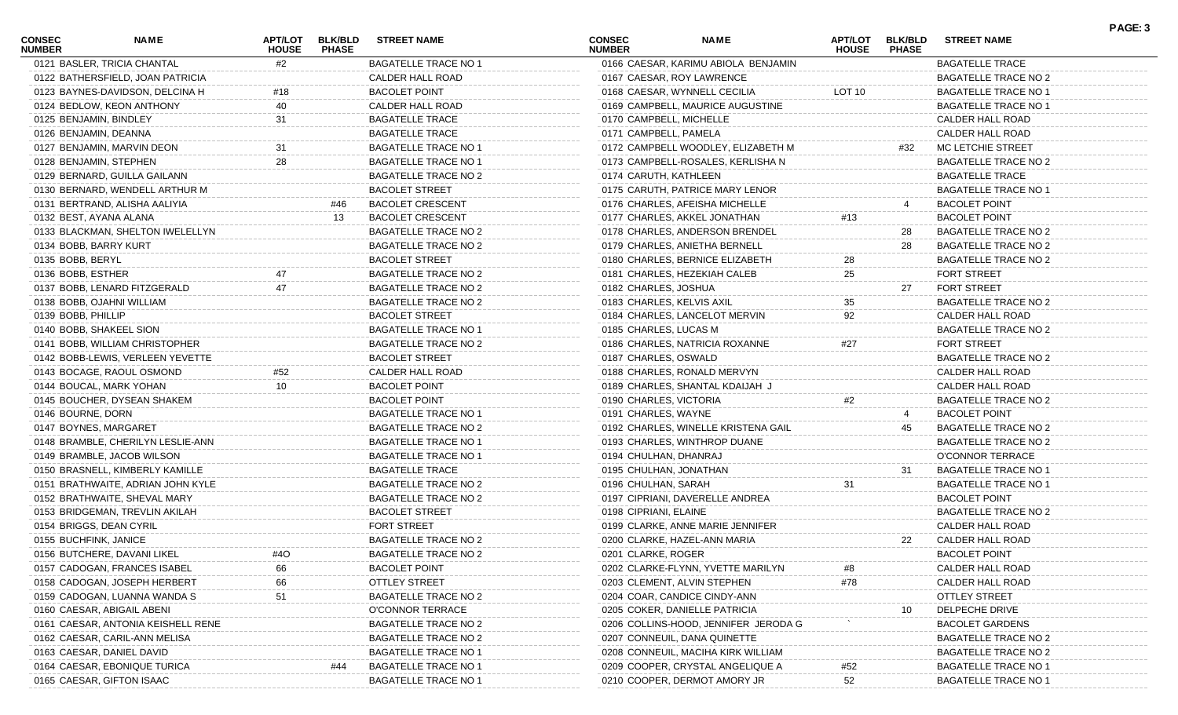| CONSEC NUMBER | NAME | APT/LOT HOUSE | BLK/BLD PHASE | STREET NAME |
|---|---|---|---|---|
| 0121 | BASLER, TRICIA CHANTAL | #2 | | BAGATELLE TRACE NO 1 |
| 0122 | BATHERSFIELD, JOAN PATRICIA | | | CALDER HALL ROAD |
| 0123 | BAYNES-DAVIDSON, DELCINA H | #18 | | BACOLET POINT |
| 0124 | BEDLOW, KEON ANTHONY | 40 | | CALDER HALL ROAD |
| 0125 | BENJAMIN, BINDLEY | 31 | | BAGATELLE TRACE |
| 0126 | BENJAMIN, DEANNA | | | BAGATELLE TRACE |
| 0127 | BENJAMIN, MARVIN DEON | 31 | | BAGATELLE TRACE NO 1 |
| 0128 | BENJAMIN, STEPHEN | 28 | | BAGATELLE TRACE NO 1 |
| 0129 | BERNARD, GUILLA GAILANN | | | BAGATELLE TRACE NO 2 |
| 0130 | BERNARD, WENDELL ARTHUR M | | | BACOLET STREET |
| 0131 | BERTRAND, ALISHA AALIYIA | | #46 | BACOLET CRESCENT |
| 0132 | BEST, AYANA ALANA | | 13 | BACOLET CRESCENT |
| 0133 | BLACKMAN, SHELTON IWELELLYN | | | BAGATELLE TRACE NO 2 |
| 0134 | BOBB, BARRY KURT | | | BAGATELLE TRACE NO 2 |
| 0135 | BOBB, BERYL | | | BACOLET STREET |
| 0136 | BOBB, ESTHER | 47 | | BAGATELLE TRACE NO 2 |
| 0137 | BOBB, LENARD FITZGERALD | 47 | | BAGATELLE TRACE NO 2 |
| 0138 | BOBB, OJAHNI WILLIAM | | | BAGATELLE TRACE NO 2 |
| 0139 | BOBB, PHILLIP | | | BACOLET STREET |
| 0140 | BOBB, SHAKEEL SION | | | BAGATELLE TRACE NO 1 |
| 0141 | BOBB, WILLIAM CHRISTOPHER | | | BAGATELLE TRACE NO 2 |
| 0142 | BOBB-LEWIS, VERLEEN YEVETTE | | | BACOLET STREET |
| 0143 | BOCAGE, RAOUL OSMOND | #52 | | CALDER HALL ROAD |
| 0144 | BOUCAL, MARK YOHAN | 10 | | BACOLET POINT |
| 0145 | BOUCHER, DYSEAN SHAKEM | | | BACOLET POINT |
| 0146 | BOURNE, DORN | | | BAGATELLE TRACE NO 1 |
| 0147 | BOYNES, MARGARET | | | BAGATELLE TRACE NO 2 |
| 0148 | BRAMBLE, CHERILYN LESLIE-ANN | | | BAGATELLE TRACE NO 1 |
| 0149 | BRAMBLE, JACOB WILSON | | | BAGATELLE TRACE NO 1 |
| 0150 | BRASNELL, KIMBERLY KAMILLE | | | BAGATELLE TRACE |
| 0151 | BRATHWAITE, ADRIAN JOHN KYLE | | | BAGATELLE TRACE NO 2 |
| 0152 | BRATHWAITE, SHEVAL MARY | | | BAGATELLE TRACE NO 2 |
| 0153 | BRIDGEMAN, TREVLIN AKILAH | | | BACOLET STREET |
| 0154 | BRIGGS, DEAN CYRIL | | | FORT STREET |
| 0155 | BUCHFINK, JANICE | | | BAGATELLE TRACE NO 2 |
| 0156 | BUTCHERE, DAVANI LIKEL | #4O | | BAGATELLE TRACE NO 2 |
| 0157 | CADOGAN, FRANCES ISABEL | 66 | | BACOLET POINT |
| 0158 | CADOGAN, JOSEPH HERBERT | 66 | | OTTLEY STREET |
| 0159 | CADOGAN, LUANNA WANDA S | 51 | | BAGATELLE TRACE NO 2 |
| 0160 | CAESAR, ABIGAIL ABENI | | | O'CONNOR TERRACE |
| 0161 | CAESAR, ANTONIA KEISHELL RENE | | | BAGATELLE TRACE NO 2 |
| 0162 | CAESAR, CARIL-ANN MELISA | | | BAGATELLE TRACE NO 2 |
| 0163 | CAESAR, DANIEL DAVID | | | BAGATELLE TRACE NO 1 |
| 0164 | CAESAR, EBONIQUE TURICA | | #44 | BAGATELLE TRACE NO 1 |
| 0165 | CAESAR, GIFTON ISAAC | | | BAGATELLE TRACE NO 1 |
| 0166 | CAESAR, KARIMU ABIOLA BENJAMIN | | | BAGATELLE TRACE |
| 0167 | CAESAR, ROY LAWRENCE | | | BAGATELLE TRACE NO 2 |
| 0168 | CAESAR, WYNNELL CECILIA | LOT 10 | | BAGATELLE TRACE NO 1 |
| 0169 | CAMPBELL, MAURICE AUGUSTINE | | | BAGATELLE TRACE NO 1 |
| 0170 | CAMPBELL, MICHELLE | | | CALDER HALL ROAD |
| 0171 | CAMPBELL, PAMELA | | | CALDER HALL ROAD |
| 0172 | CAMPBELL WOODLEY, ELIZABETH M | | #32 | MC LETCHIE STREET |
| 0173 | CAMPBELL-ROSALES, KERLISHA N | | | BAGATELLE TRACE NO 2 |
| 0174 | CARUTH, KATHLEEN | | | BAGATELLE TRACE |
| 0175 | CARUTH, PATRICE MARY LENOR | | | BAGATELLE TRACE NO 1 |
| 0176 | CHARLES, AFEISHA MICHELLE | | 4 | BACOLET POINT |
| 0177 | CHARLES, AKKEL JONATHAN | #13 | | BACOLET POINT |
| 0178 | CHARLES, ANDERSON BRENDEL | | 28 | BAGATELLE TRACE NO 2 |
| 0179 | CHARLES, ANIETHA BERNELL | | 28 | BAGATELLE TRACE NO 2 |
| 0180 | CHARLES, BERNICE ELIZABETH | 28 | | BAGATELLE TRACE NO 2 |
| 0181 | CHARLES, HEZEKIAH CALEB | 25 | | FORT STREET |
| 0182 | CHARLES, JOSHUA | | 27 | FORT STREET |
| 0183 | CHARLES, KELVIS AXIL | 35 | | BAGATELLE TRACE NO 2 |
| 0184 | CHARLES, LANCELOT MERVIN | 92 | | CALDER HALL ROAD |
| 0185 | CHARLES, LUCAS M | | | BAGATELLE TRACE NO 2 |
| 0186 | CHARLES, NATRICIA ROXANNE | #27 | | FORT STREET |
| 0187 | CHARLES, OSWALD | | | BAGATELLE TRACE NO 2 |
| 0188 | CHARLES, RONALD MERVYN | | | CALDER HALL ROAD |
| 0189 | CHARLES, SHANTAL KDAIJAH J | | | CALDER HALL ROAD |
| 0190 | CHARLES, VICTORIA | #2 | | BAGATELLE TRACE NO 2 |
| 0191 | CHARLES, WAYNE | | 4 | BACOLET POINT |
| 0192 | CHARLES, WINELLE KRISTENA GAIL | | 45 | BAGATELLE TRACE NO 2 |
| 0193 | CHARLES, WINTHROP DUANE | | | BAGATELLE TRACE NO 2 |
| 0194 | CHULHAN, DHANRAJ | | | O'CONNOR TERRACE |
| 0195 | CHULHAN, JONATHAN | | 31 | BAGATELLE TRACE NO 1 |
| 0196 | CHULHAN, SARAH | 31 | | BAGATELLE TRACE NO 1 |
| 0197 | CIPRIANI, DAVERELLE ANDREA | | | BACOLET POINT |
| 0198 | CIPRIANI, ELAINE | | | BAGATELLE TRACE NO 2 |
| 0199 | CLARKE, ANNE MARIE JENNIFER | | | CALDER HALL ROAD |
| 0200 | CLARKE, HAZEL-ANN MARIA | | 22 | CALDER HALL ROAD |
| 0201 | CLARKE, ROGER | | | BACOLET POINT |
| 0202 | CLARKE-FLYNN, YVETTE MARILYN | #8 | | CALDER HALL ROAD |
| 0203 | CLEMENT, ALVIN STEPHEN | #78 | | CALDER HALL ROAD |
| 0204 | COAR, CANDICE CINDY-ANN | | | OTTLEY STREET |
| 0205 | COKER, DANIELLE PATRICIA | | 10 | DELPECHE DRIVE |
| 0206 | COLLINS-HOOD, JENNIFER JERODA G | ` | | BACOLET GARDENS |
| 0207 | CONNEUIL, DANA QUINETTE | | | BAGATELLE TRACE NO 2 |
| 0208 | CONNEUIL, MACIHA KIRK WILLIAM | | | BAGATELLE TRACE NO 2 |
| 0209 | COOPER, CRYSTAL ANGELIQUE A | #52 | | BAGATELLE TRACE NO 1 |
| 0210 | COOPER, DERMOT AMORY JR | 52 | | BAGATELLE TRACE NO 1 |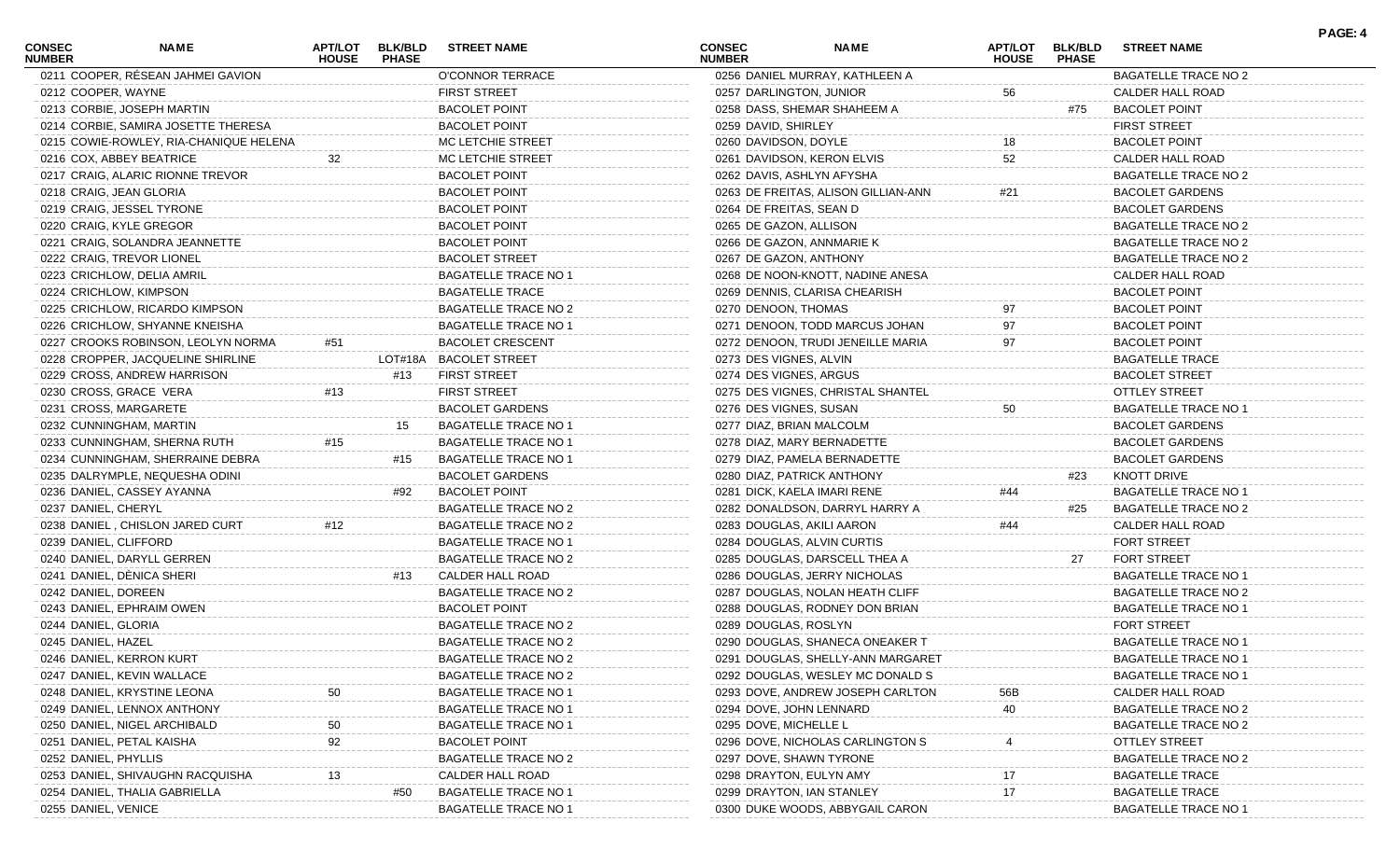| CONSEC NUMBER | NAME | APT/LOT HOUSE | BLK/BLD PHASE | STREET NAME |
|---|---|---|---|---|
| 0211 | COOPER, RÉSEAN JAHMEI GAVION | | | O'CONNOR TERRACE |
| 0212 | COOPER, WAYNE | | | FIRST STREET |
| 0213 | CORBIE, JOSEPH MARTIN | | | BACOLET POINT |
| 0214 | CORBIE, SAMIRA JOSETTE THERESA | | | BACOLET POINT |
| 0215 | COWIE-ROWLEY, RIA-CHANIQUE HELENA | | | MC LETCHIE STREET |
| 0216 | COX, ABBEY BEATRICE | 32 | | MC LETCHIE STREET |
| 0217 | CRAIG, ALARIC RIONNE TREVOR | | | BACOLET POINT |
| 0218 | CRAIG, JEAN GLORIA | | | BACOLET POINT |
| 0219 | CRAIG, JESSEL TYRONE | | | BACOLET POINT |
| 0220 | CRAIG, KYLE GREGOR | | | BACOLET POINT |
| 0221 | CRAIG, SOLANDRA JEANNETTE | | | BACOLET POINT |
| 0222 | CRAIG, TREVOR LIONEL | | | BACOLET STREET |
| 0223 | CRICHLOW, DELIA AMRIL | | | BAGATELLE TRACE NO 1 |
| 0224 | CRICHLOW, KIMPSON | | | BAGATELLE TRACE |
| 0225 | CRICHLOW, RICARDO KIMPSON | | | BAGATELLE TRACE NO 2 |
| 0226 | CRICHLOW, SHYANNE KNEISHA | | | BAGATELLE TRACE NO 1 |
| 0227 | CROOKS ROBINSON, LEOLYN NORMA | #51 | | BACOLET CRESCENT |
| 0228 | CROPPER, JACQUELINE SHIRLINE | | LOT#18A | BACOLET STREET |
| 0229 | CROSS, ANDREW HARRISON | | #13 | FIRST STREET |
| 0230 | CROSS, GRACE VERA | #13 | | FIRST STREET |
| 0231 | CROSS, MARGARETE | | | BACOLET GARDENS |
| 0232 | CUNNINGHAM, MARTIN | | 15 | BAGATELLE TRACE NO 1 |
| 0233 | CUNNINGHAM, SHERNA RUTH | #15 | | BAGATELLE TRACE NO 1 |
| 0234 | CUNNINGHAM, SHERRAINE DEBRA | | #15 | BAGATELLE TRACE NO 1 |
| 0235 | DALRYMPLE, NEQUESHA ODINI | | | BACOLET GARDENS |
| 0236 | DANIEL, CASSEY AYANNA | | #92 | BACOLET POINT |
| 0237 | DANIEL, CHERYL | | | BAGATELLE TRACE NO 2 |
| 0238 | DANIEL , CHISLON JARED CURT | #12 | | BAGATELLE TRACE NO 2 |
| 0239 | DANIEL, CLIFFORD | | | BAGATELLE TRACE NO 1 |
| 0240 | DANIEL, DARYLL GERREN | | | BAGATELLE TRACE NO 2 |
| 0241 | DANIEL, DÈNICA SHERI | | #13 | CALDER HALL ROAD |
| 0242 | DANIEL, DOREEN | | | BAGATELLE TRACE NO 2 |
| 0243 | DANIEL, EPHRAIM OWEN | | | BACOLET POINT |
| 0244 | DANIEL, GLORIA | | | BAGATELLE TRACE NO 2 |
| 0245 | DANIEL, HAZEL | | | BAGATELLE TRACE NO 2 |
| 0246 | DANIEL, KERRON KURT | | | BAGATELLE TRACE NO 2 |
| 0247 | DANIEL, KEVIN WALLACE | | | BAGATELLE TRACE NO 2 |
| 0248 | DANIEL, KRYSTINE LEONA | 50 | | BAGATELLE TRACE NO 1 |
| 0249 | DANIEL, LENNOX ANTHONY | | | BAGATELLE TRACE NO 1 |
| 0250 | DANIEL, NIGEL ARCHIBALD | 50 | | BAGATELLE TRACE NO 1 |
| 0251 | DANIEL, PETAL KAISHA | 92 | | BACOLET POINT |
| 0252 | DANIEL, PHYLLIS | | | BAGATELLE TRACE NO 2 |
| 0253 | DANIEL, SHIVAUGHN RACQUISHA | 13 | | CALDER HALL ROAD |
| 0254 | DANIEL, THALIA GABRIELLA | | #50 | BAGATELLE TRACE NO 1 |
| 0255 | DANIEL, VENICE | | | BAGATELLE TRACE NO 1 |
| 0256 | DANIEL MURRAY, KATHLEEN A | | | BAGATELLE TRACE NO 2 |
| 0257 | DARLINGTON, JUNIOR | 56 | | CALDER HALL ROAD |
| 0258 | DASS, SHEMAR SHAHEEM A | | #75 | BACOLET POINT |
| 0259 | DAVID, SHIRLEY | | | FIRST STREET |
| 0260 | DAVIDSON, DOYLE | 18 | | BACOLET POINT |
| 0261 | DAVIDSON, KERON ELVIS | 52 | | CALDER HALL ROAD |
| 0262 | DAVIS, ASHLYN AFYSHA | | | BAGATELLE TRACE NO 2 |
| 0263 | DE FREITAS, ALISON GILLIAN-ANN | #21 | | BACOLET GARDENS |
| 0264 | DE FREITAS, SEAN D | | | BACOLET GARDENS |
| 0265 | DE GAZON, ALLISON | | | BAGATELLE TRACE NO 2 |
| 0266 | DE GAZON, ANNMARIE K | | | BAGATELLE TRACE NO 2 |
| 0267 | DE GAZON, ANTHONY | | | BAGATELLE TRACE NO 2 |
| 0268 | DE NOON-KNOTT, NADINE ANESA | | | CALDER HALL ROAD |
| 0269 | DENNIS, CLARISA CHEARISH | | | BACOLET POINT |
| 0270 | DENOON, THOMAS | 97 | | BACOLET POINT |
| 0271 | DENOON, TODD MARCUS JOHAN | 97 | | BACOLET POINT |
| 0272 | DENOON, TRUDI JENEILLE MARIA | 97 | | BACOLET POINT |
| 0273 | DES VIGNES, ALVIN | | | BAGATELLE TRACE |
| 0274 | DES VIGNES, ARGUS | | | BACOLET STREET |
| 0275 | DES VIGNES, CHRISTAL SHANTEL | | | OTTLEY STREET |
| 0276 | DES VIGNES, SUSAN | 50 | | BAGATELLE TRACE NO 1 |
| 0277 | DIAZ, BRIAN MALCOLM | | | BACOLET GARDENS |
| 0278 | DIAZ, MARY BERNADETTE | | | BACOLET GARDENS |
| 0279 | DIAZ, PAMELA BERNADETTE | | | BACOLET GARDENS |
| 0280 | DIAZ, PATRICK ANTHONY | | #23 | KNOTT DRIVE |
| 0281 | DICK, KAELA IMARI RENE | #44 | | BAGATELLE TRACE NO 1 |
| 0282 | DONALDSON, DARRYL HARRY A | | #25 | BAGATELLE TRACE NO 2 |
| 0283 | DOUGLAS, AKILI AARON | #44 | | CALDER HALL ROAD |
| 0284 | DOUGLAS, ALVIN CURTIS | | | FORT STREET |
| 0285 | DOUGLAS, DARSCELL THEA A | | 27 | FORT STREET |
| 0286 | DOUGLAS, JERRY NICHOLAS | | | BAGATELLE TRACE NO 1 |
| 0287 | DOUGLAS, NOLAN HEATH CLIFF | | | BAGATELLE TRACE NO 2 |
| 0288 | DOUGLAS, RODNEY DON BRIAN | | | BAGATELLE TRACE NO 1 |
| 0289 | DOUGLAS, ROSLYN | | | FORT STREET |
| 0290 | DOUGLAS, SHANECA ONEAKER T | | | BAGATELLE TRACE NO 1 |
| 0291 | DOUGLAS, SHELLY-ANN MARGARET | | | BAGATELLE TRACE NO 1 |
| 0292 | DOUGLAS, WESLEY MC DONALD S | | | BAGATELLE TRACE NO 1 |
| 0293 | DOVE, ANDREW JOSEPH CARLTON | 56B | | CALDER HALL ROAD |
| 0294 | DOVE, JOHN LENNARD | 40 | | BAGATELLE TRACE NO 2 |
| 0295 | DOVE, MICHELLE L | | | BAGATELLE TRACE NO 2 |
| 0296 | DOVE, NICHOLAS CARLINGTON S | 4 | | OTTLEY STREET |
| 0297 | DOVE, SHAWN TYRONE | | | BAGATELLE TRACE NO 2 |
| 0298 | DRAYTON, EULYN AMY | 17 | | BAGATELLE TRACE |
| 0299 | DRAYTON, IAN STANLEY | 17 | | BAGATELLE TRACE |
| 0300 | DUKE WOODS, ABBYGAIL CARON | | | BAGATELLE TRACE NO 1 |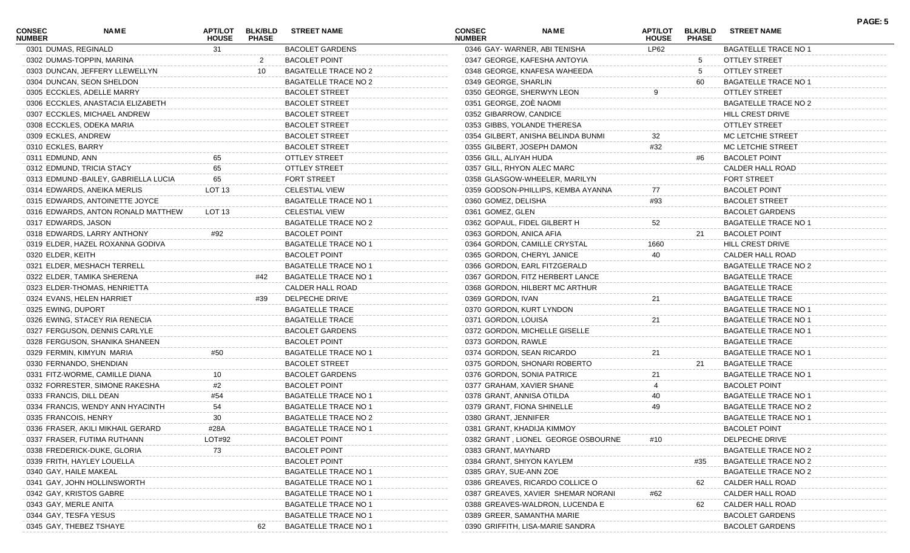| CONSEC NUMBER | NAME | APT/LOT HOUSE | BLK/BLD PHASE | STREET NAME |
|---|---|---|---|---|
| 0301 | DUMAS, REGINALD | 31 | | BACOLET GARDENS |
| 0302 | DUMAS-TOPPIN, MARINA | | 2 | BACOLET POINT |
| 0303 | DUNCAN, JEFFERY LLEWELLYN | | 10 | BAGATELLE TRACE NO 2 |
| 0304 | DUNCAN, SEON SHELDON | | | BAGATELLE TRACE NO 2 |
| 0305 | ECCKLES, ADELLE MARRY | | | BACOLET STREET |
| 0306 | ECCKLES, ANASTACIA ELIZABETH | | | BACOLET STREET |
| 0307 | ECCKLES, MICHAEL ANDREW | | | BACOLET STREET |
| 0308 | ECCKLES, ODEKA MARIA | | | BACOLET STREET |
| 0309 | ECKLES, ANDREW | | | BACOLET STREET |
| 0310 | ECKLES, BARRY | | | BACOLET STREET |
| 0311 | EDMUND, ANN | 65 | | OTTLEY STREET |
| 0312 | EDMUND, TRICIA STACY | 65 | | OTTLEY STREET |
| 0313 | EDMUND -BAILEY, GABRIELLA LUCIA | 65 | | FORT STREET |
| 0314 | EDWARDS, ANEIKA MERLIS | LOT 13 | | CELESTIAL VIEW |
| 0315 | EDWARDS, ANTOINETTE JOYCE | | | BAGATELLE TRACE NO 1 |
| 0316 | EDWARDS, ANTON RONALD MATTHEW | LOT 13 | | CELESTIAL VIEW |
| 0317 | EDWARDS, JASON | | | BAGATELLE TRACE NO 2 |
| 0318 | EDWARDS, LARRY ANTHONY | #92 | | BACOLET POINT |
| 0319 | ELDER, HAZEL ROXANNA GODIVA | | | BAGATELLE TRACE NO 1 |
| 0320 | ELDER, KEITH | | | BACOLET POINT |
| 0321 | ELDER, MESHACH TERRELL | | | BAGATELLE TRACE NO 1 |
| 0322 | ELDER, TAMIKA SHERENA | | #42 | BAGATELLE TRACE NO 1 |
| 0323 | ELDER-THOMAS, HENRIETTA | | | CALDER HALL ROAD |
| 0324 | EVANS, HELEN HARRIET | | #39 | DELPECHE DRIVE |
| 0325 | EWING, DUPORT | | | BAGATELLE TRACE |
| 0326 | EWING, STACEY RIA RENECIA | | | BAGATELLE TRACE |
| 0327 | FERGUSON, DENNIS CARLYLE | | | BACOLET GARDENS |
| 0328 | FERGUSON, SHANIKA SHANEEN | | | BACOLET POINT |
| 0329 | FERMIN, KIMYUN MARIA | #50 | | BAGATELLE TRACE NO 1 |
| 0330 | FERNANDO, SHENDIAN | | | BACOLET STREET |
| 0331 | FITZ-WORME, CAMILLE DIANA | 10 | | BACOLET GARDENS |
| 0332 | FORRESTER, SIMONE RAKESHA | #2 | | BACOLET POINT |
| 0333 | FRANCIS, DILL DEAN | #54 | | BAGATELLE TRACE NO 1 |
| 0334 | FRANCIS, WENDY ANN HYACINTH | 54 | | BAGATELLE TRACE NO 1 |
| 0335 | FRANCOIS, HENRY | 30 | | BAGATELLE TRACE NO 2 |
| 0336 | FRASER, AKILI MIKHAIL GERARD | #28A | | BAGATELLE TRACE NO 1 |
| 0337 | FRASER, FUTIMA RUTHANN | LOT#92 | | BACOLET POINT |
| 0338 | FREDERICK-DUKE, GLORIA | 73 | | BACOLET POINT |
| 0339 | FRITH, HAYLEY LOUELLA | | | BACOLET POINT |
| 0340 | GAY, HAILE MAKEAL | | | BAGATELLE TRACE NO 1 |
| 0341 | GAY, JOHN HOLLINSWORTH | | | BAGATELLE TRACE NO 1 |
| 0342 | GAY, KRISTOS GABRE | | | BAGATELLE TRACE NO 1 |
| 0343 | GAY, MERLE ANITA | | | BAGATELLE TRACE NO 1 |
| 0344 | GAY, TESFA YESUS | | | BAGATELLE TRACE NO 1 |
| 0345 | GAY, THEBEZ TSHAYE | | 62 | BAGATELLE TRACE NO 1 |
| 0346 | GAY- WARNER, ABI TENISHA | LP62 | | BAGATELLE TRACE NO 1 |
| 0347 | GEORGE, KAFESHA ANTOYIA | | 5 | OTTLEY STREET |
| 0348 | GEORGE, KNAFESA WAHEEDA | | 5 | OTTLEY STREET |
| 0349 | GEORGE, SHARLIN | | 60 | BAGATELLE TRACE NO 1 |
| 0350 | GEORGE, SHERWYN LEON | 9 | | OTTLEY STREET |
| 0351 | GEORGE, ZOË NAOMI | | | BAGATELLE TRACE NO 2 |
| 0352 | GIBARROW, CANDICE | | | HILL CREST DRIVE |
| 0353 | GIBBS, YOLANDE THERESA | | | OTTLEY STREET |
| 0354 | GILBERT, ANISHA BELINDA BUNMI | 32 | | MC LETCHIE STREET |
| 0355 | GILBERT, JOSEPH DAMON | #32 | | MC LETCHIE STREET |
| 0356 | GILL, ALIYAH HUDA | | #6 | BACOLET POINT |
| 0357 | GILL, RHYON ALEC MARC | | | CALDER HALL ROAD |
| 0358 | GLASGOW-WHEELER, MARILYN | | | FORT STREET |
| 0359 | GODSON-PHILLIPS, KEMBA AYANNA | 77 | | BACOLET POINT |
| 0360 | GOMEZ, DELISHA | #93 | | BACOLET STREET |
| 0361 | GOMEZ, GLEN | | | BACOLET GARDENS |
| 0362 | GOPAUL, FIDEL GILBERT H | 52 | | BAGATELLE TRACE NO 1 |
| 0363 | GORDON, ANICA AFIA | | 21 | BACOLET POINT |
| 0364 | GORDON, CAMILLE CRYSTAL | 1660 | | HILL CREST DRIVE |
| 0365 | GORDON, CHERYL JANICE | 40 | | CALDER HALL ROAD |
| 0366 | GORDON, EARL FITZGERALD | | | BAGATELLE TRACE NO 2 |
| 0367 | GORDON, FITZ HERBERT LANCE | | | BAGATELLE TRACE |
| 0368 | GORDON, HILBERT MC ARTHUR | | | BAGATELLE TRACE |
| 0369 | GORDON, IVAN | 21 | | BAGATELLE TRACE |
| 0370 | GORDON, KURT LYNDON | | | BAGATELLE TRACE NO 1 |
| 0371 | GORDON, LOUISA | 21 | | BAGATELLE TRACE NO 1 |
| 0372 | GORDON, MICHELLE GISELLE | | | BAGATELLE TRACE NO 1 |
| 0373 | GORDON, RAWLE | | | BAGATELLE TRACE |
| 0374 | GORDON, SEAN RICARDO | 21 | | BAGATELLE TRACE NO 1 |
| 0375 | GORDON, SHONARI ROBERTO | | 21 | BAGATELLE TRACE |
| 0376 | GORDON, SONIA PATRICE | 21 | | BAGATELLE TRACE NO 1 |
| 0377 | GRAHAM, XAVIER SHANE | 4 | | BACOLET POINT |
| 0378 | GRANT, ANNISA OTILDA | 40 | | BAGATELLE TRACE NO 1 |
| 0379 | GRANT, FIONA SHINELLE | 49 | | BAGATELLE TRACE NO 2 |
| 0380 | GRANT, JENNIFER | | | BAGATELLE TRACE NO 1 |
| 0381 | GRANT, KHADIJA KIMMOY | | | BACOLET POINT |
| 0382 | GRANT , LIONEL GEORGE OSBOURNE | #10 | | DELPECHE DRIVE |
| 0383 | GRANT, MAYNARD | | | BAGATELLE TRACE NO 2 |
| 0384 | GRANT, SHIYON KAYLEM | | #35 | BAGATELLE TRACE NO 2 |
| 0385 | GRAY, SUE-ANN ZOE | | | BAGATELLE TRACE NO 2 |
| 0386 | GREAVES, RICARDO COLLICE O | | 62 | CALDER HALL ROAD |
| 0387 | GREAVES, XAVIER SHEMAR NORANI | #62 | | CALDER HALL ROAD |
| 0388 | GREAVES-WALDRON, LUCENDA E | | 62 | CALDER HALL ROAD |
| 0389 | GREER, SAMANTHA MARIE | | | BACOLET GARDENS |
| 0390 | GRIFFITH, LISA-MARIE SANDRA | | | BACOLET GARDENS |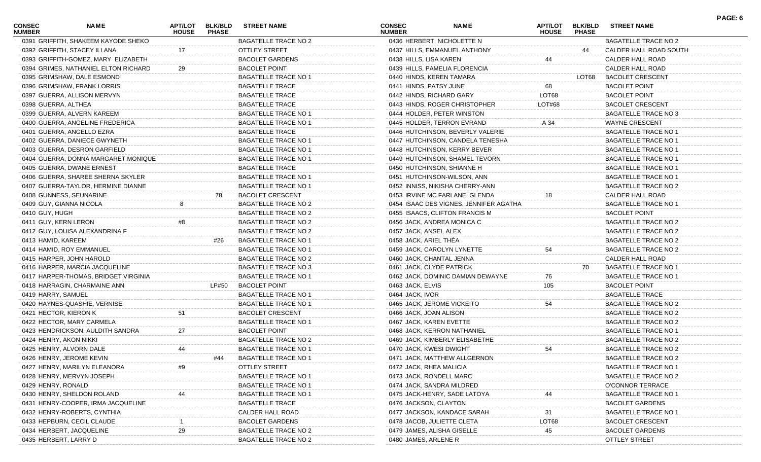| CONSEC NUMBER | NAME | APT/LOT HOUSE | BLK/BLD PHASE | STREET NAME |
|---|---|---|---|---|
| 0391 | GRIFFITH, SHAKEEM KAYODE SHEKO | | | BAGATELLE TRACE NO 2 |
| 0392 | GRIFFITH, STACEY ILLANA | 17 | | OTTLEY STREET |
| 0393 | GRIFFITH-GOMEZ, MARY ELIZABETH | | | BACOLET GARDENS |
| 0394 | GRIMES, NATHANIEL ELTON RICHARD | 29 | | BACOLET POINT |
| 0395 | GRIMSHAW, DALE ESMOND | | | BAGATELLE TRACE NO 1 |
| 0396 | GRIMSHAW, FRANK LORRIS | | | BAGATELLE TRACE |
| 0397 | GUERRA, ALLISON MERVYN | | | BAGATELLE TRACE |
| 0398 | GUERRA, ALTHEA | | | BAGATELLE TRACE |
| 0399 | GUERRA, ALVERN KAREEM | | | BAGATELLE TRACE NO 1 |
| 0400 | GUERRA, ANGELINE FREDERICA | | | BAGATELLE TRACE NO 1 |
| 0401 | GUERRA, ANGELLO EZRA | | | BAGATELLE TRACE |
| 0402 | GUERRA, DANIECE GWYNETH | | | BAGATELLE TRACE NO 1 |
| 0403 | GUERRA, DESRON GARFIELD | | | BAGATELLE TRACE NO 1 |
| 0404 | GUERRA, DONNA MARGARET MONIQUE | | | BAGATELLE TRACE NO 1 |
| 0405 | GUERRA, DWANE ERNEST | | | BAGATELLE TRACE |
| 0406 | GUERRA, SHAREE SHERNA SKYLER | | | BAGATELLE TRACE NO 1 |
| 0407 | GUERRA-TAYLOR, HERMINE DIANNE | | | BAGATELLE TRACE NO 1 |
| 0408 | GUNNESS, SEUNARINE | | 78 | BACOLET CRESCENT |
| 0409 | GUY, GIANNA NICOLA | 8 | | BAGATELLE TRACE NO 2 |
| 0410 | GUY, HUGH | | | BAGATELLE TRACE NO 2 |
| 0411 | GUY, KERN LERON | #8 | | BAGATELLE TRACE NO 2 |
| 0412 | GUY, LOUISA ALEXANDRINA F | | | BAGATELLE TRACE NO 2 |
| 0413 | HAMID, KAREEM | | #26 | BAGATELLE TRACE NO 1 |
| 0414 | HAMID, ROY EMMANUEL | | | BAGATELLE TRACE NO 1 |
| 0415 | HARPER, JOHN HAROLD | | | BAGATELLE TRACE NO 2 |
| 0416 | HARPER, MARCIA JACQUELINE | | | BAGATELLE TRACE NO 3 |
| 0417 | HARPER-THOMAS, BRIDGET VIRGINIA | | | BAGATELLE TRACE NO 1 |
| 0418 | HARRAGIN, CHARMAINE ANN | | LP#50 | BACOLET POINT |
| 0419 | HARRY, SAMUEL | | | BAGATELLE TRACE NO 1 |
| 0420 | HAYNES-QUASHIE, VERNISE | | | BAGATELLE TRACE NO 1 |
| 0421 | HECTOR, KIERON K | 51 | | BACOLET CRESCENT |
| 0422 | HECTOR, MARY CARMELA | | | BAGATELLE TRACE NO 1 |
| 0423 | HENDRICKSON, AULDITH SANDRA | 27 | | BACOLET POINT |
| 0424 | HENRY, AKON NIKKI | | | BAGATELLE TRACE NO 2 |
| 0425 | HENRY, ALVORN DALE | 44 | | BAGATELLE TRACE NO 1 |
| 0426 | HENRY, JEROME KEVIN | | #44 | BAGATELLE TRACE NO 1 |
| 0427 | HENRY, MARILYN ELEANORA | #9 | | OTTLEY STREET |
| 0428 | HENRY, MERVYN JOSEPH | | | BAGATELLE TRACE NO 1 |
| 0429 | HENRY, RONALD | | | BAGATELLE TRACE NO 1 |
| 0430 | HENRY, SHELDON ROLAND | 44 | | BAGATELLE TRACE NO 1 |
| 0431 | HENRY-COOPER, IRMA JACQUELINE | | | BAGATELLE TRACE |
| 0432 | HENRY-ROBERTS, CYNTHIA | | | CALDER HALL ROAD |
| 0433 | HEPBURN, CECIL CLAUDE | 1 | | BACOLET GARDENS |
| 0434 | HERBERT, JACQUELINE | 29 | | BAGATELLE TRACE NO 2 |
| 0435 | HERBERT, LARRY D | | | BAGATELLE TRACE NO 2 |
| 0436 | HERBERT, NICHOLETTE N | | | BAGATELLE TRACE NO 2 |
| 0437 | HILLS, EMMANUEL ANTHONY | | 44 | CALDER HALL ROAD SOUTH |
| 0438 | HILLS, LISA KAREN | 44 | | CALDER HALL ROAD |
| 0439 | HILLS, PAMELIA FLORENCIA | | | CALDER HALL ROAD |
| 0440 | HINDS, KEREN TAMARA | | LOT68 | BACOLET CRESCENT |
| 0441 | HINDS, PATSY JUNE | 68 | | BACOLET POINT |
| 0442 | HINDS, RICHARD GARY | LOT68 | | BACOLET POINT |
| 0443 | HINDS, ROGER CHRISTOPHER | LOT#68 | | BACOLET CRESCENT |
| 0444 | HOLDER, PETER WINSTON | | | BAGATELLE TRACE NO 3 |
| 0445 | HOLDER, TERRON EVRAND | A 34 | | WAYNE CRESCENT |
| 0446 | HUTCHINSON, BEVERLY VALERIE | | | BAGATELLE TRACE NO 1 |
| 0447 | HUTCHINSON, CANDELA TENESHA | | | BAGATELLE TRACE NO 1 |
| 0448 | HUTCHINSON, KERRY BEVER | | | BAGATELLE TRACE NO 1 |
| 0449 | HUTCHINSON, SHAMEL TEVORN | | | BAGATELLE TRACE NO 1 |
| 0450 | HUTCHINSON, SHIANNE H | | | BAGATELLE TRACE NO 1 |
| 0451 | HUTCHINSON-WILSON, ANN | | | BAGATELLE TRACE NO 1 |
| 0452 | INNISS, NIKISHA CHERRY-ANN | | | BAGATELLE TRACE NO 2 |
| 0453 | IRVINE MC FARLANE, GLENDA | 18 | | CALDER HALL ROAD |
| 0454 | ISAAC DES VIGNES, JENNIFER AGATHA | | | BAGATELLE TRACE NO 1 |
| 0455 | ISAACS, CLIFTON FRANCIS M | | | BACOLET POINT |
| 0456 | JACK, ANDREA MONICA C | | | BAGATELLE TRACE NO 2 |
| 0457 | JACK, ANSEL ALEX | | | BAGATELLE TRACE NO 2 |
| 0458 | JACK, ARIEL THÈA | | | BAGATELLE TRACE NO 2 |
| 0459 | JACK, CAROLYN LYNETTE | 54 | | BAGATELLE TRACE NO 2 |
| 0460 | JACK, CHANTAL JENNA | | | CALDER HALL ROAD |
| 0461 | JACK, CLYDE PATRICK | | 70 | BAGATELLE TRACE NO 1 |
| 0462 | JACK, DOMINIC DAMIAN DEWAYNE | 76 | | BAGATELLE TRACE NO 1 |
| 0463 | JACK, ELVIS | 105 | | BACOLET POINT |
| 0464 | JACK, IVOR | | | BAGATELLE TRACE |
| 0465 | JACK, JEROME VICKEITO | 54 | | BAGATELLE TRACE NO 2 |
| 0466 | JACK, JOAN ALISON | | | BAGATELLE TRACE NO 2 |
| 0467 | JACK, KAREN EVETTE | | | BAGATELLE TRACE NO 2 |
| 0468 | JACK, KERRON NATHANIEL | | | BAGATELLE TRACE NO 1 |
| 0469 | JACK, KIMBERLY ELISABETHE | | | BAGATELLE TRACE NO 2 |
| 0470 | JACK, KWESI DWIGHT | 54 | | BAGATELLE TRACE NO 2 |
| 0471 | JACK, MATTHEW ALLGERNON | | | BAGATELLE TRACE NO 2 |
| 0472 | JACK, RHEA MALICIA | | | BAGATELLE TRACE NO 1 |
| 0473 | JACK, RONDELL MARC | | | BAGATELLE TRACE NO 2 |
| 0474 | JACK, SANDRA MILDRED | | | O'CONNOR TERRACE |
| 0475 | JACK-HENRY, SADE LATOYA | 44 | | BAGATELLE TRACE NO 1 |
| 0476 | JACKSON, CLAYTON | | | BACOLET GARDENS |
| 0477 | JACKSON, KANDACE SARAH | 31 | | BAGATELLE TRACE NO 1 |
| 0478 | JACOB, JULIETTE CLETA | LOT68 | | BACOLET CRESCENT |
| 0479 | JAMES, ALISHA GISELLE | 45 | | BACOLET GARDENS |
| 0480 | JAMES, ARLENE R | | | OTTLEY STREET |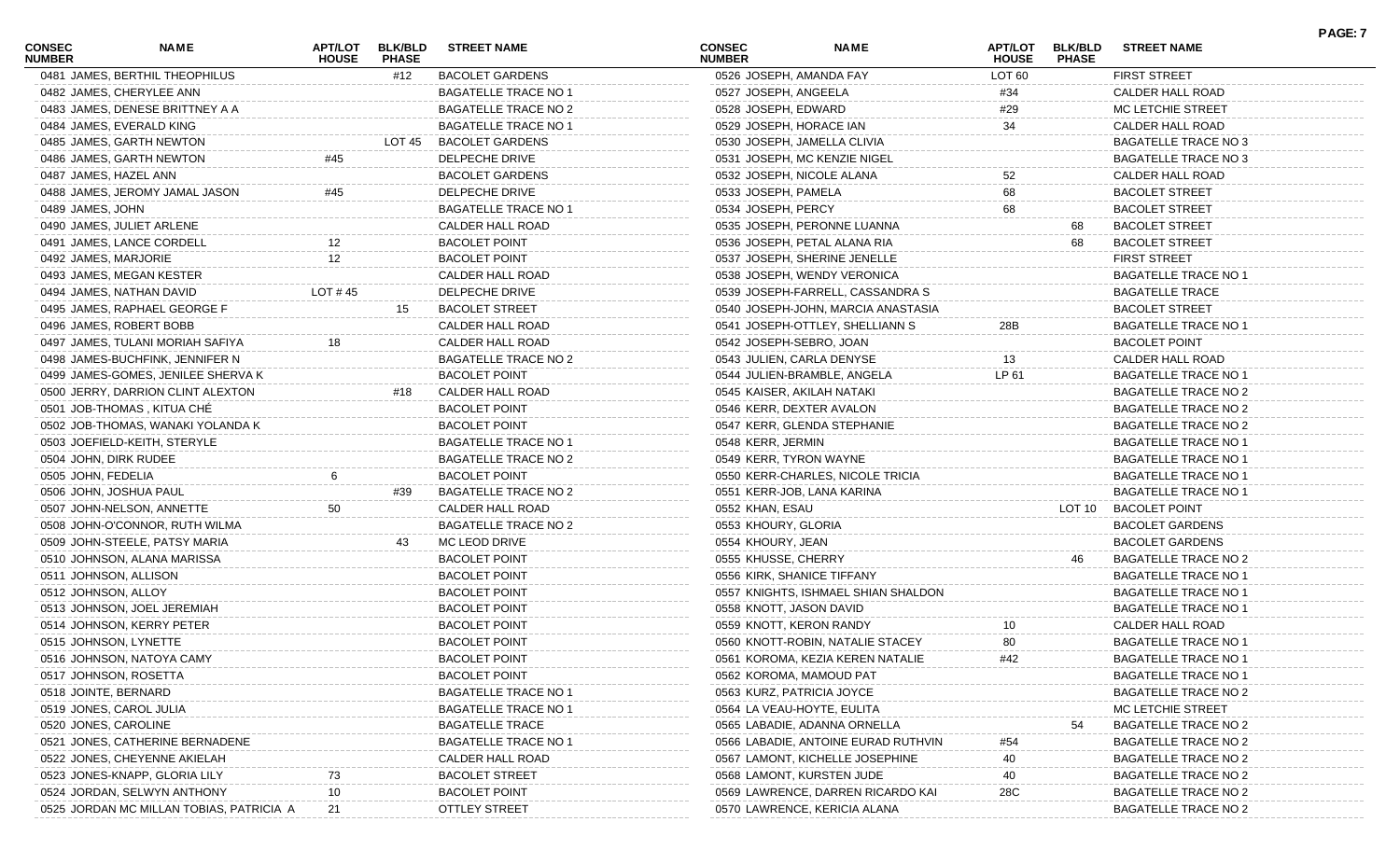| CONSEC NUMBER | NAME | APT/LOT HOUSE | BLK/BLD PHASE | STREET NAME |
|---|---|---|---|---|
| 0481 | JAMES, BERTHIL THEOPHILUS | | #12 | BACOLET GARDENS |
| 0482 | JAMES, CHERYLEE ANN | | | BAGATELLE TRACE NO 1 |
| 0483 | JAMES, DENESE BRITTNEY A A | | | BAGATELLE TRACE NO 2 |
| 0484 | JAMES, EVERALD KING | | | BAGATELLE TRACE NO 1 |
| 0485 | JAMES, GARTH NEWTON | | LOT 45 | BACOLET GARDENS |
| 0486 | JAMES, GARTH NEWTON | #45 | | DELPECHE DRIVE |
| 0487 | JAMES, HAZEL ANN | | | BACOLET GARDENS |
| 0488 | JAMES, JEROMY JAMAL JASON | #45 | | DELPECHE DRIVE |
| 0489 | JAMES, JOHN | | | BAGATELLE TRACE NO 1 |
| 0490 | JAMES, JULIET ARLENE | | | CALDER HALL ROAD |
| 0491 | JAMES, LANCE CORDELL | 12 | | BACOLET POINT |
| 0492 | JAMES, MARJORIE | 12 | | BACOLET POINT |
| 0493 | JAMES, MEGAN KESTER | | | CALDER HALL ROAD |
| 0494 | JAMES, NATHAN DAVID | LOT # 45 | | DELPECHE DRIVE |
| 0495 | JAMES, RAPHAEL GEORGE F | | 15 | BACOLET STREET |
| 0496 | JAMES, ROBERT BOBB | | | CALDER HALL ROAD |
| 0497 | JAMES, TULANI MORIAH SAFIYA | 18 | | CALDER HALL ROAD |
| 0498 | JAMES-BUCHFINK, JENNIFER N | | | BAGATELLE TRACE NO 2 |
| 0499 | JAMES-GOMES, JENILEE SHERVA K | | | BACOLET POINT |
| 0500 | JERRY, DARRION CLINT ALEXTON | | #18 | CALDER HALL ROAD |
| 0501 | JOB-THOMAS , KITUA CHÉ | | | BACOLET POINT |
| 0502 | JOB-THOMAS, WANAKI YOLANDA K | | | BACOLET POINT |
| 0503 | JOEFIELD-KEITH, STERYLE | | | BAGATELLE TRACE NO 1 |
| 0504 | JOHN, DIRK RUDEE | | | BAGATELLE TRACE NO 2 |
| 0505 | JOHN, FEDELIA | 6 | | BACOLET POINT |
| 0506 | JOHN, JOSHUA PAUL | | #39 | BAGATELLE TRACE NO 2 |
| 0507 | JOHN-NELSON, ANNETTE | 50 | | CALDER HALL ROAD |
| 0508 | JOHN-O'CONNOR, RUTH WILMA | | | BAGATELLE TRACE NO 2 |
| 0509 | JOHN-STEELE, PATSY MARIA | | 43 | MC LEOD DRIVE |
| 0510 | JOHNSON, ALANA MARISSA | | | BACOLET POINT |
| 0511 | JOHNSON, ALLISON | | | BACOLET POINT |
| 0512 | JOHNSON, ALLOY | | | BACOLET POINT |
| 0513 | JOHNSON, JOEL JEREMIAH | | | BACOLET POINT |
| 0514 | JOHNSON, KERRY PETER | | | BACOLET POINT |
| 0515 | JOHNSON, LYNETTE | | | BACOLET POINT |
| 0516 | JOHNSON, NATOYA CAMY | | | BACOLET POINT |
| 0517 | JOHNSON, ROSETTA | | | BACOLET POINT |
| 0518 | JOINTE, BERNARD | | | BAGATELLE TRACE NO 1 |
| 0519 | JONES, CAROL JULIA | | | BAGATELLE TRACE NO 1 |
| 0520 | JONES, CAROLINE | | | BAGATELLE TRACE |
| 0521 | JONES, CATHERINE BERNADENE | | | BAGATELLE TRACE NO 1 |
| 0522 | JONES, CHEYENNE AKIELAH | | | CALDER HALL ROAD |
| 0523 | JONES-KNAPP, GLORIA LILY | 73 | | BACOLET STREET |
| 0524 | JORDAN, SELWYN ANTHONY | 10 | | BACOLET POINT |
| 0525 | JORDAN MC MILLAN TOBIAS, PATRICIA A | 21 | | OTTLEY STREET |
| 0526 | JOSEPH, AMANDA FAY | LOT 60 | | FIRST STREET |
| 0527 | JOSEPH, ANGEELA | #34 | | CALDER HALL ROAD |
| 0528 | JOSEPH, EDWARD | #29 | | MC LETCHIE STREET |
| 0529 | JOSEPH, HORACE IAN | 34 | | CALDER HALL ROAD |
| 0530 | JOSEPH, JAMELLA CLIVIA | | | BAGATELLE TRACE NO 3 |
| 0531 | JOSEPH, MC KENZIE NIGEL | | | BAGATELLE TRACE NO 3 |
| 0532 | JOSEPH, NICOLE ALANA | 52 | | CALDER HALL ROAD |
| 0533 | JOSEPH, PAMELA | 68 | | BACOLET STREET |
| 0534 | JOSEPH, PERCY | 68 | | BACOLET STREET |
| 0535 | JOSEPH, PERONNE LUANNA | | 68 | BACOLET STREET |
| 0536 | JOSEPH, PETAL ALANA RIA | | 68 | BACOLET STREET |
| 0537 | JOSEPH, SHERINE JENELLE | | | FIRST STREET |
| 0538 | JOSEPH, WENDY VERONICA | | | BAGATELLE TRACE NO 1 |
| 0539 | JOSEPH-FARRELL, CASSANDRA S | | | BAGATELLE TRACE |
| 0540 | JOSEPH-JOHN, MARCIA ANASTASIA | | | BACOLET STREET |
| 0541 | JOSEPH-OTTLEY, SHELLIANN S | 28B | | BAGATELLE TRACE NO 1 |
| 0542 | JOSEPH-SEBRO, JOAN | | | BACOLET POINT |
| 0543 | JULIEN, CARLA DENYSE | 13 | | CALDER HALL ROAD |
| 0544 | JULIEN-BRAMBLE, ANGELA | LP 61 | | BAGATELLE TRACE NO 1 |
| 0545 | KAISER, AKILAH NATAKI | | | BAGATELLE TRACE NO 2 |
| 0546 | KERR, DEXTER AVALON | | | BAGATELLE TRACE NO 2 |
| 0547 | KERR, GLENDA STEPHANIE | | | BAGATELLE TRACE NO 2 |
| 0548 | KERR, JERMIN | | | BAGATELLE TRACE NO 1 |
| 0549 | KERR, TYRON WAYNE | | | BAGATELLE TRACE NO 1 |
| 0550 | KERR-CHARLES, NICOLE TRICIA | | | BAGATELLE TRACE NO 1 |
| 0551 | KERR-JOB, LANA KARINA | | | BAGATELLE TRACE NO 1 |
| 0552 | KHAN, ESAU | | LOT 10 | BACOLET POINT |
| 0553 | KHOURY, GLORIA | | | BACOLET GARDENS |
| 0554 | KHOURY, JEAN | | | BACOLET GARDENS |
| 0555 | KHUSSE, CHERRY | | 46 | BAGATELLE TRACE NO 2 |
| 0556 | KIRK, SHANICE TIFFANY | | | BAGATELLE TRACE NO 1 |
| 0557 | KNIGHTS, ISHMAEL SHIAN SHALDON | | | BAGATELLE TRACE NO 1 |
| 0558 | KNOTT, JASON DAVID | | | BAGATELLE TRACE NO 1 |
| 0559 | KNOTT, KERON RANDY | 10 | | CALDER HALL ROAD |
| 0560 | KNOTT-ROBIN, NATALIE STACEY | 80 | | BAGATELLE TRACE NO 1 |
| 0561 | KOROMA, KEZIA KEREN NATALIE | #42 | | BAGATELLE TRACE NO 1 |
| 0562 | KOROMA, MAMOUD PAT | | | BAGATELLE TRACE NO 1 |
| 0563 | KURZ, PATRICIA JOYCE | | | BAGATELLE TRACE NO 2 |
| 0564 | LA VEAU-HOYTE, EULITA | | | MC LETCHIE STREET |
| 0565 | LABADIE, ADANNA ORNELLA | | 54 | BAGATELLE TRACE NO 2 |
| 0566 | LABADIE, ANTOINE EURAD RUTHVIN | #54 | | BAGATELLE TRACE NO 2 |
| 0567 | LAMONT, KICHELLE JOSEPHINE | 40 | | BAGATELLE TRACE NO 2 |
| 0568 | LAMONT, KURSTEN JUDE | 40 | | BAGATELLE TRACE NO 2 |
| 0569 | LAWRENCE, DARREN RICARDO KAI | 28C | | BAGATELLE TRACE NO 2 |
| 0570 | LAWRENCE, KERICIA ALANA | | | BAGATELLE TRACE NO 2 |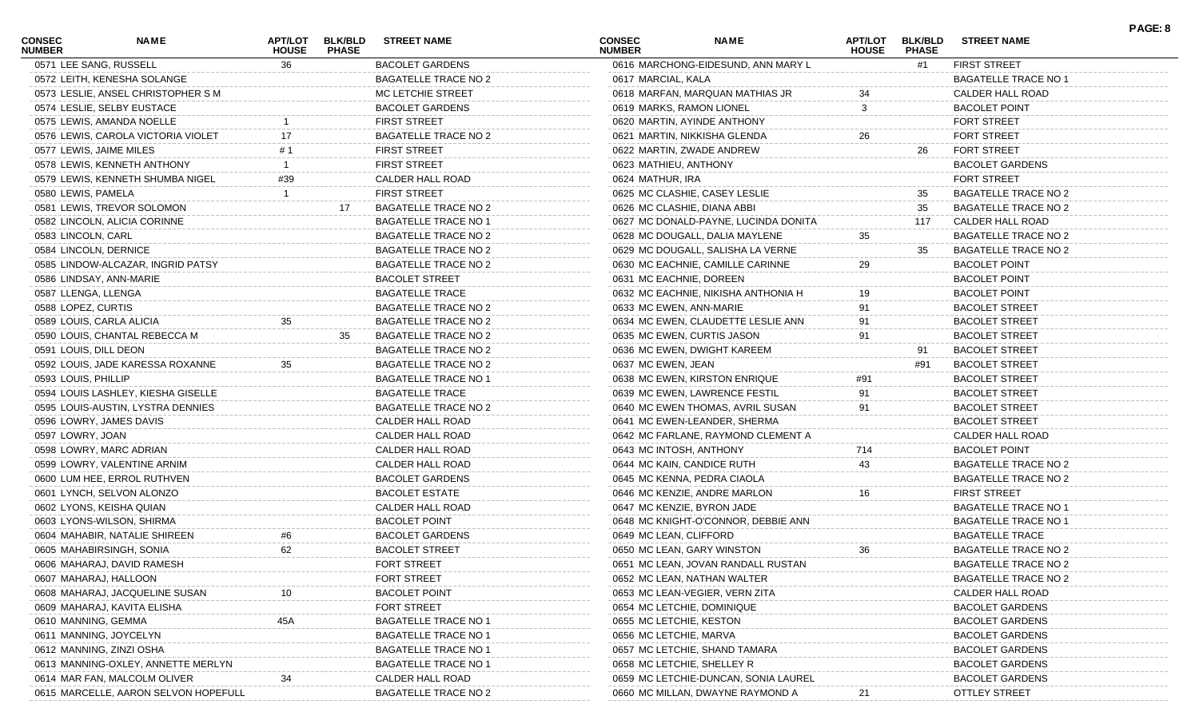| CONSEC NUMBER | NAME | APT/LOT HOUSE | BLK/BLD PHASE | STREET NAME |
|---|---|---|---|---|
| 0571 | LEE SANG, RUSSELL | 36 | | BACOLET GARDENS |
| 0572 | LEITH, KENESHA SOLANGE | | | BAGATELLE TRACE NO 2 |
| 0573 | LESLIE, ANSEL CHRISTOPHER S M | | | MC LETCHIE STREET |
| 0574 | LESLIE, SELBY EUSTACE | | | BACOLET GARDENS |
| 0575 | LEWIS, AMANDA NOELLE | 1 | | FIRST STREET |
| 0576 | LEWIS, CAROLA VICTORIA VIOLET | 17 | | BAGATELLE TRACE NO 2 |
| 0577 | LEWIS, JAIME MILES | # 1 | | FIRST STREET |
| 0578 | LEWIS, KENNETH ANTHONY | 1 | | FIRST STREET |
| 0579 | LEWIS, KENNETH SHUMBA NIGEL | #39 | | CALDER HALL ROAD |
| 0580 | LEWIS, PAMELA | 1 | | FIRST STREET |
| 0581 | LEWIS, TREVOR SOLOMON | | 17 | BAGATELLE TRACE NO 2 |
| 0582 | LINCOLN, ALICIA CORINNE | | | BAGATELLE TRACE NO 1 |
| 0583 | LINCOLN, CARL | | | BAGATELLE TRACE NO 2 |
| 0584 | LINCOLN, DERNICE | | | BAGATELLE TRACE NO 2 |
| 0585 | LINDOW-ALCAZAR, INGRID PATSY | | | BAGATELLE TRACE NO 2 |
| 0586 | LINDSAY, ANN-MARIE | | | BACOLET STREET |
| 0587 | LLENGA, LLENGA | | | BAGATELLE TRACE |
| 0588 | LOPEZ, CURTIS | | | BAGATELLE TRACE NO 2 |
| 0589 | LOUIS, CARLA ALICIA | 35 | | BAGATELLE TRACE NO 2 |
| 0590 | LOUIS, CHANTAL REBECCA M | | 35 | BAGATELLE TRACE NO 2 |
| 0591 | LOUIS, DILL DEON | | | BAGATELLE TRACE NO 2 |
| 0592 | LOUIS, JADE KARESSA ROXANNE | 35 | | BAGATELLE TRACE NO 2 |
| 0593 | LOUIS, PHILLIP | | | BAGATELLE TRACE NO 1 |
| 0594 | LOUIS LASHLEY, KIESHA GISELLE | | | BAGATELLE TRACE |
| 0595 | LOUIS-AUSTIN, LYSTRA DENNIES | | | BAGATELLE TRACE NO 2 |
| 0596 | LOWRY, JAMES DAVIS | | | CALDER HALL ROAD |
| 0597 | LOWRY, JOAN | | | CALDER HALL ROAD |
| 0598 | LOWRY, MARC ADRIAN | | | CALDER HALL ROAD |
| 0599 | LOWRY, VALENTINE ARNIM | | | CALDER HALL ROAD |
| 0600 | LUM HEE, ERROL RUTHVEN | | | BACOLET GARDENS |
| 0601 | LYNCH, SELVON ALONZO | | | BACOLET ESTATE |
| 0602 | LYONS, KEISHA QUIAN | | | CALDER HALL ROAD |
| 0603 | LYONS-WILSON, SHIRMA | | | BACOLET POINT |
| 0604 | MAHABIR, NATALIE SHIREEN | #6 | | BACOLET GARDENS |
| 0605 | MAHABIRSINGH, SONIA | 62 | | BACOLET STREET |
| 0606 | MAHARAJ, DAVID RAMESH | | | FORT STREET |
| 0607 | MAHARAJ, HALLOON | | | FORT STREET |
| 0608 | MAHARAJ, JACQUELINE SUSAN | 10 | | BACOLET POINT |
| 0609 | MAHARAJ, KAVITA ELISHA | | | FORT STREET |
| 0610 | MANNING, GEMMA | 45A | | BAGATELLE TRACE NO 1 |
| 0611 | MANNING, JOYCELYN | | | BAGATELLE TRACE NO 1 |
| 0612 | MANNING, ZINZI OSHA | | | BAGATELLE TRACE NO 1 |
| 0613 | MANNING-OXLEY, ANNETTE MERLYN | | | BAGATELLE TRACE NO 1 |
| 0614 | MAR FAN, MALCOLM OLIVER | 34 | | CALDER HALL ROAD |
| 0615 | MARCELLE, AARON SELVON HOPEFULL | | | BAGATELLE TRACE NO 2 |
| 0616 | MARCHONG-EIDESUND, ANN MARY L | | #1 | FIRST STREET |
| 0617 | MARCIAL, KALA | | | BAGATELLE TRACE NO 1 |
| 0618 | MARFAN, MARQUAN MATHIAS JR | 34 | | CALDER HALL ROAD |
| 0619 | MARKS, RAMON LIONEL | 3 | | BACOLET POINT |
| 0620 | MARTIN, AYINDE ANTHONY | | | FORT STREET |
| 0621 | MARTIN, NIKKISHA GLENDA | 26 | | FORT STREET |
| 0622 | MARTIN, ZWADE ANDREW | | 26 | FORT STREET |
| 0623 | MATHIEU, ANTHONY | | | BACOLET GARDENS |
| 0624 | MATHUR, IRA | | | FORT STREET |
| 0625 | MC CLASHIE, CASEY LESLIE | | 35 | BAGATELLE TRACE NO 2 |
| 0626 | MC CLASHIE, DIANA ABBI | | 35 | BAGATELLE TRACE NO 2 |
| 0627 | MC DONALD-PAYNE, LUCINDA DONITA | | 117 | CALDER HALL ROAD |
| 0628 | MC DOUGALL, DALIA MAYLENE | 35 | | BAGATELLE TRACE NO 2 |
| 0629 | MC DOUGALL, SALISHA LA VERNE | | 35 | BAGATELLE TRACE NO 2 |
| 0630 | MC EACHNIE, CAMILLE CARINNE | 29 | | BACOLET POINT |
| 0631 | MC EACHNIE, DOREEN | | | BACOLET POINT |
| 0632 | MC EACHNIE, NIKISHA ANTHONIA H | 19 | | BACOLET POINT |
| 0633 | MC EWEN, ANN-MARIE | 91 | | BACOLET STREET |
| 0634 | MC EWEN, CLAUDETTE LESLIE ANN | 91 | | BACOLET STREET |
| 0635 | MC EWEN, CURTIS JASON | 91 | | BACOLET STREET |
| 0636 | MC EWEN, DWIGHT KAREEM | | 91 | BACOLET STREET |
| 0637 | MC EWEN, JEAN | | #91 | BACOLET STREET |
| 0638 | MC EWEN, KIRSTON ENRIQUE | #91 | | BACOLET STREET |
| 0639 | MC EWEN, LAWRENCE FESTIL | 91 | | BACOLET STREET |
| 0640 | MC EWEN THOMAS, AVRIL SUSAN | 91 | | BACOLET STREET |
| 0641 | MC EWEN-LEANDER, SHERMA | | | BACOLET STREET |
| 0642 | MC FARLANE, RAYMOND CLEMENT A | | | CALDER HALL ROAD |
| 0643 | MC INTOSH, ANTHONY | 714 | | BACOLET POINT |
| 0644 | MC KAIN, CANDICE RUTH | 43 | | BAGATELLE TRACE NO 2 |
| 0645 | MC KENNA, PEDRA CIAOLA | | | BAGATELLE TRACE NO 2 |
| 0646 | MC KENZIE, ANDRE MARLON | 16 | | FIRST STREET |
| 0647 | MC KENZIE, BYRON JADE | | | BAGATELLE TRACE NO 1 |
| 0648 | MC KNIGHT-O'CONNOR, DEBBIE ANN | | | BAGATELLE TRACE NO 1 |
| 0649 | MC LEAN, CLIFFORD | | | BAGATELLE TRACE |
| 0650 | MC LEAN, GARY WINSTON | 36 | | BAGATELLE TRACE NO 2 |
| 0651 | MC LEAN, JOVAN RANDALL RUSTAN | | | BAGATELLE TRACE NO 2 |
| 0652 | MC LEAN, NATHAN WALTER | | | BAGATELLE TRACE NO 2 |
| 0653 | MC LEAN-VEGIER, VERN ZITA | | | CALDER HALL ROAD |
| 0654 | MC LETCHIE, DOMINIQUE | | | BACOLET GARDENS |
| 0655 | MC LETCHIE, KESTON | | | BACOLET GARDENS |
| 0656 | MC LETCHIE, MARVA | | | BACOLET GARDENS |
| 0657 | MC LETCHIE, SHAND TAMARA | | | BACOLET GARDENS |
| 0658 | MC LETCHIE, SHELLEY R | | | BACOLET GARDENS |
| 0659 | MC LETCHIE-DUNCAN, SONIA LAUREL | | | BACOLET GARDENS |
| 0660 | MC MILLAN, DWAYNE RAYMOND A | 21 | | OTTLEY STREET |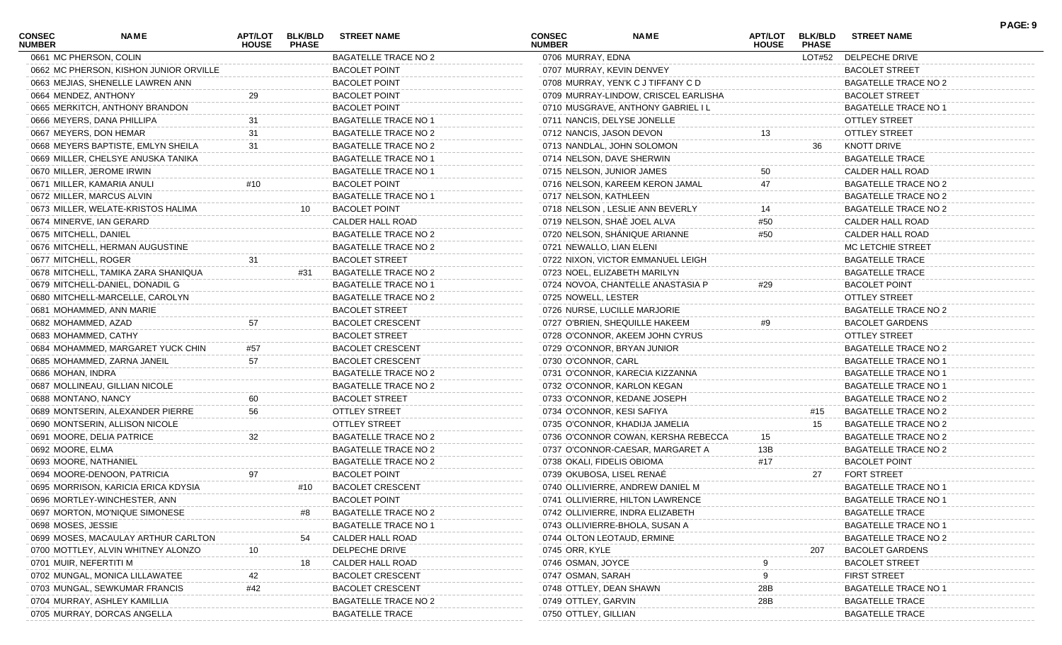| CONSEC NUMBER | NAME | APT/LOT HOUSE | BLK/BLD PHASE | STREET NAME |
|---|---|---|---|---|
| 0661 | MC PHERSON, COLIN | | | BAGATELLE TRACE NO 2 |
| 0662 | MC PHERSON, KISHON JUNIOR ORVILLE | | | BACOLET POINT |
| 0663 | MEJIAS, SHENELLE LAWREN ANN | | | BACOLET POINT |
| 0664 | MENDEZ, ANTHONY | 29 | | BACOLET POINT |
| 0665 | MERKITCH, ANTHONY BRANDON | | | BACOLET POINT |
| 0666 | MEYERS, DANA PHILLIPA | 31 | | BAGATELLE TRACE NO 1 |
| 0667 | MEYERS, DON HEMAR | 31 | | BAGATELLE TRACE NO 2 |
| 0668 | MEYERS BAPTISTE, EMLYN SHEILA | 31 | | BAGATELLE TRACE NO 2 |
| 0669 | MILLER, CHELSYE ANUSKA TANIKA | | | BAGATELLE TRACE NO 1 |
| 0670 | MILLER, JEROME IRWIN | | | BAGATELLE TRACE NO 1 |
| 0671 | MILLER, KAMARIA ANULI | #10 | | BACOLET POINT |
| 0672 | MILLER, MARCUS ALVIN | | | BAGATELLE TRACE NO 1 |
| 0673 | MILLER, WELATE-KRISTOS HALIMA | | 10 | BACOLET POINT |
| 0674 | MINERVE, IAN GERARD | | | CALDER HALL ROAD |
| 0675 | MITCHELL, DANIEL | | | BAGATELLE TRACE NO 2 |
| 0676 | MITCHELL, HERMAN AUGUSTINE | | | BAGATELLE TRACE NO 2 |
| 0677 | MITCHELL, ROGER | 31 | | BACOLET STREET |
| 0678 | MITCHELL, TAMIKA ZARA SHANIQUA | | #31 | BAGATELLE TRACE NO 2 |
| 0679 | MITCHELL-DANIEL, DONADIL G | | | BAGATELLE TRACE NO 1 |
| 0680 | MITCHELL-MARCELLE, CAROLYN | | | BAGATELLE TRACE NO 2 |
| 0681 | MOHAMMED, ANN MARIE | | | BACOLET STREET |
| 0682 | MOHAMMED, AZAD | 57 | | BACOLET CRESCENT |
| 0683 | MOHAMMED, CATHY | | | BACOLET STREET |
| 0684 | MOHAMMED, MARGARET YUCK CHIN | #57 | | BACOLET CRESCENT |
| 0685 | MOHAMMED, ZARNA JANEIL | 57 | | BACOLET CRESCENT |
| 0686 | MOHAN, INDRA | | | BAGATELLE TRACE NO 2 |
| 0687 | MOLLINEAU, GILLIAN NICOLE | | | BAGATELLE TRACE NO 2 |
| 0688 | MONTANO, NANCY | 60 | | BACOLET STREET |
| 0689 | MONTSERIN, ALEXANDER PIERRE | 56 | | OTTLEY STREET |
| 0690 | MONTSERIN, ALLISON NICOLE | | | OTTLEY STREET |
| 0691 | MOORE, DELIA PATRICE | 32 | | BAGATELLE TRACE NO 2 |
| 0692 | MOORE, ELMA | | | BAGATELLE TRACE NO 2 |
| 0693 | MOORE, NATHANIEL | | | BAGATELLE TRACE NO 2 |
| 0694 | MOORE-DENOON, PATRICIA | 97 | | BACOLET POINT |
| 0695 | MORRISON, KARICIA ERICA KDYSIA | | #10 | BACOLET CRESCENT |
| 0696 | MORTLEY-WINCHESTER, ANN | | | BACOLET POINT |
| 0697 | MORTON, MO'NIQUE SIMONESE | | #8 | BAGATELLE TRACE NO 2 |
| 0698 | MOSES, JESSIE | | | BAGATELLE TRACE NO 1 |
| 0699 | MOSES, MACAULAY ARTHUR CARLTON | | 54 | CALDER HALL ROAD |
| 0700 | MOTTLEY, ALVIN WHITNEY ALONZO | 10 | | DELPECHE DRIVE |
| 0701 | MUIR, NEFERTITI M | | 18 | CALDER HALL ROAD |
| 0702 | MUNGAL, MONICA LILLAWATEE | 42 | | BACOLET CRESCENT |
| 0703 | MUNGAL, SEWKUMAR FRANCIS | #42 | | BACOLET CRESCENT |
| 0704 | MURRAY, ASHLEY KAMILLIA | | | BAGATELLE TRACE NO 2 |
| 0705 | MURRAY, DORCAS ANGELLA | | | BAGATELLE TRACE |
| 0706 | MURRAY, EDNA | | LOT#52 | DELPECHE DRIVE |
| 0707 | MURRAY, KEVIN DENVEY | | | BACOLET STREET |
| 0708 | MURRAY, YEN'K C J TIFFANY C D | | | BAGATELLE TRACE NO 2 |
| 0709 | MURRAY-LINDOW, CRISCEL EARLISHA | | | BACOLET STREET |
| 0710 | MUSGRAVE, ANTHONY GABRIEL I L | | | BAGATELLE TRACE NO 1 |
| 0711 | NANCIS, DELYSE JONELLE | | | OTTLEY STREET |
| 0712 | NANCIS, JASON DEVON | 13 | | OTTLEY STREET |
| 0713 | NANDLAL, JOHN SOLOMON | | 36 | KNOTT DRIVE |
| 0714 | NELSON, DAVE SHERWIN | | | BAGATELLE TRACE |
| 0715 | NELSON, JUNIOR JAMES | 50 | | CALDER HALL ROAD |
| 0716 | NELSON, KAREEM KERON JAMAL | 47 | | BAGATELLE TRACE NO 2 |
| 0717 | NELSON, KATHLEEN | | | BAGATELLE TRACE NO 2 |
| 0718 | NELSON , LESLIE ANN BEVERLY | 14 | | BAGATELLE TRACE NO 2 |
| 0719 | NELSON, SHAÉ JOEL ALVA | #50 | | CALDER HALL ROAD |
| 0720 | NELSON, SHÁNIQUE ARIANNE | #50 | | CALDER HALL ROAD |
| 0721 | NEWALLO, LIAN ELENI | | | MC LETCHIE STREET |
| 0722 | NIXON, VICTOR EMMANUEL LEIGH | | | BAGATELLE TRACE |
| 0723 | NOEL, ELIZABETH MARILYN | | | BAGATELLE TRACE |
| 0724 | NOVOA, CHANTELLE ANASTASIA P | #29 | | BACOLET POINT |
| 0725 | NOWELL, LESTER | | | OTTLEY STREET |
| 0726 | NURSE, LUCILLE MARJORIE | | | BAGATELLE TRACE NO 2 |
| 0727 | O'BRIEN, SHEQUILLE HAKEEM | #9 | | BACOLET GARDENS |
| 0728 | O'CONNOR, AKEEM JOHN CYRUS | | | OTTLEY STREET |
| 0729 | O'CONNOR, BRYAN JUNIOR | | | BAGATELLE TRACE NO 2 |
| 0730 | O'CONNOR, CARL | | | BAGATELLE TRACE NO 1 |
| 0731 | O'CONNOR, KARECIA KIZZANNA | | | BAGATELLE TRACE NO 1 |
| 0732 | O'CONNOR, KARLON KEGAN | | | BAGATELLE TRACE NO 1 |
| 0733 | O'CONNOR, KEDANE JOSEPH | | | BAGATELLE TRACE NO 2 |
| 0734 | O'CONNOR, KESI SAFIYA | | #15 | BAGATELLE TRACE NO 2 |
| 0735 | O'CONNOR, KHADIJA JAMELIA | | 15 | BAGATELLE TRACE NO 2 |
| 0736 | O'CONNOR COWAN, KERSHA REBECCA | 15 | | BAGATELLE TRACE NO 2 |
| 0737 | O'CONNOR-CAESAR, MARGARET A | 13B | | BAGATELLE TRACE NO 2 |
| 0738 | OKALI, FIDELIS OBIOMA | #17 | | BACOLET POINT |
| 0739 | OKUBOSA, LISEL RENAÉ | | 27 | FORT STREET |
| 0740 | OLLIVIERRE, ANDREW DANIEL M | | | BAGATELLE TRACE NO 1 |
| 0741 | OLLIVIERRE, HILTON LAWRENCE | | | BAGATELLE TRACE NO 1 |
| 0742 | OLLIVIERRE, INDRA ELIZABETH | | | BAGATELLE TRACE |
| 0743 | OLLIVIERRE-BHOLA, SUSAN A | | | BAGATELLE TRACE NO 1 |
| 0744 | OLTON LEOTAUD, ERMINE | | | BAGATELLE TRACE NO 2 |
| 0745 | ORR, KYLE | | 207 | BACOLET GARDENS |
| 0746 | OSMAN, JOYCE | 9 | | BACOLET STREET |
| 0747 | OSMAN, SARAH | 9 | | FIRST STREET |
| 0748 | OTTLEY, DEAN SHAWN | 28B | | BAGATELLE TRACE NO 1 |
| 0749 | OTTLEY, GARVIN | 28B | | BAGATELLE TRACE |
| 0750 | OTTLEY, GILLIAN | | | BAGATELLE TRACE |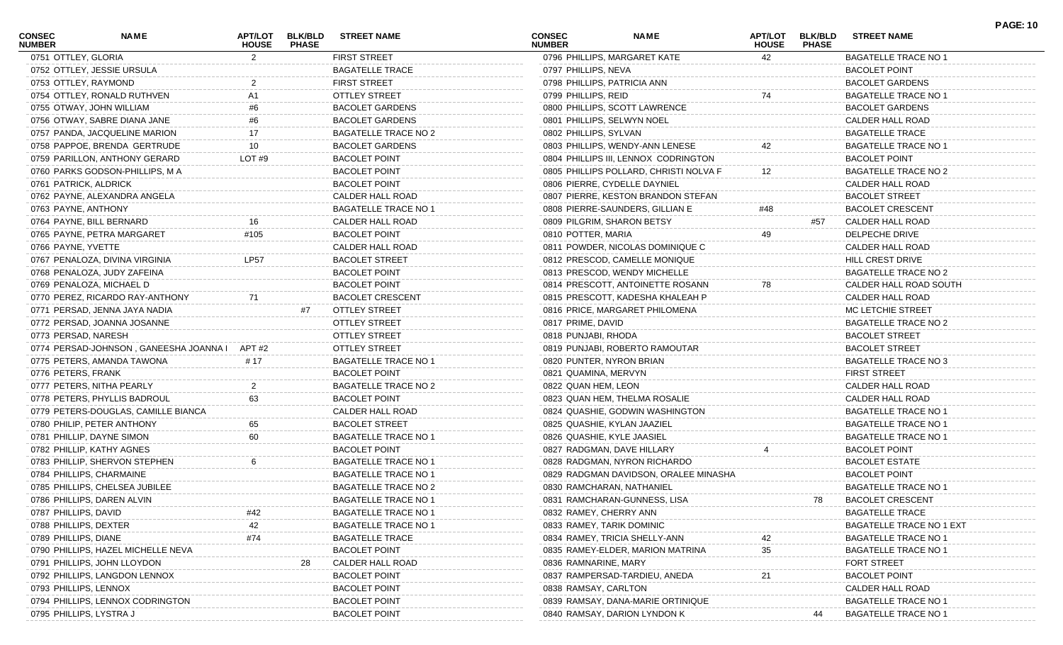| CONSEC NUMBER | NAME | APT/LOT HOUSE | BLK/BLD PHASE | STREET NAME |
|---|---|---|---|---|
| 0751 | OTTLEY, GLORIA | 2 | | FIRST STREET |
| 0752 | OTTLEY, JESSIE URSULA | | | BAGATELLE TRACE |
| 0753 | OTTLEY, RAYMOND | 2 | | FIRST STREET |
| 0754 | OTTLEY, RONALD RUTHVEN | A1 | | OTTLEY STREET |
| 0755 | OTWAY, JOHN WILLIAM | #6 | | BACOLET GARDENS |
| 0756 | OTWAY, SABRE DIANA JANE | #6 | | BACOLET GARDENS |
| 0757 | PANDA, JACQUELINE MARION | 17 | | BAGATELLE TRACE NO 2 |
| 0758 | PAPPOE, BRENDA GERTRUDE | 10 | | BACOLET GARDENS |
| 0759 | PARILLON, ANTHONY GERARD | LOT #9 | | BACOLET POINT |
| 0760 | PARKS GODSON-PHILLIPS, M A | | | BACOLET POINT |
| 0761 | PATRICK, ALDRICK | | | BACOLET POINT |
| 0762 | PAYNE, ALEXANDRA ANGELA | | | CALDER HALL ROAD |
| 0763 | PAYNE, ANTHONY | | | BAGATELLE TRACE NO 1 |
| 0764 | PAYNE, BILL BERNARD | 16 | | CALDER HALL ROAD |
| 0765 | PAYNE, PETRA MARGARET | #105 | | BACOLET POINT |
| 0766 | PAYNE, YVETTE | | | CALDER HALL ROAD |
| 0767 | PENALOZA, DIVINA VIRGINIA | LP57 | | BACOLET STREET |
| 0768 | PENALOZA, JUDY ZAFEINA | | | BACOLET POINT |
| 0769 | PENALOZA, MICHAEL D | | | BACOLET POINT |
| 0770 | PEREZ, RICARDO RAY-ANTHONY | 71 | | BACOLET CRESCENT |
| 0771 | PERSAD, JENNA JAYA NADIA | | #7 | OTTLEY STREET |
| 0772 | PERSAD, JOANNA JOSANNE | | | OTTLEY STREET |
| 0773 | PERSAD, NARESH | | | OTTLEY STREET |
| 0774 | PERSAD-JOHNSON , GANEESHA JOANNA I | APT #2 | | OTTLEY STREET |
| 0775 | PETERS, AMANDA TAWONA | # 17 | | BAGATELLE TRACE NO 1 |
| 0776 | PETERS, FRANK | | | BACOLET POINT |
| 0777 | PETERS, NITHA PEARLY | 2 | | BAGATELLE TRACE NO 2 |
| 0778 | PETERS, PHYLLIS BADROUL | 63 | | BACOLET POINT |
| 0779 | PETERS-DOUGLAS, CAMILLE BIANCA | | | CALDER HALL ROAD |
| 0780 | PHILIP, PETER ANTHONY | 65 | | BACOLET STREET |
| 0781 | PHILLIP, DAYNE SIMON | 60 | | BAGATELLE TRACE NO 1 |
| 0782 | PHILLIP, KATHY AGNES | | | BACOLET POINT |
| 0783 | PHILLIP, SHERVON STEPHEN | 6 | | BAGATELLE TRACE NO 1 |
| 0784 | PHILLIPS, CHARMAINE | | | BAGATELLE TRACE NO 1 |
| 0785 | PHILLIPS, CHELSEA JUBILEE | | | BAGATELLE TRACE NO 2 |
| 0786 | PHILLIPS, DAREN ALVIN | | | BAGATELLE TRACE NO 1 |
| 0787 | PHILLIPS, DAVID | #42 | | BAGATELLE TRACE NO 1 |
| 0788 | PHILLIPS, DEXTER | 42 | | BAGATELLE TRACE NO 1 |
| 0789 | PHILLIPS, DIANE | #74 | | BAGATELLE TRACE |
| 0790 | PHILLIPS, HAZEL MICHELLE NEVA | | | BACOLET POINT |
| 0791 | PHILLIPS, JOHN LLOYDON | | 28 | CALDER HALL ROAD |
| 0792 | PHILLIPS, LANGDON LENNOX | | | BACOLET POINT |
| 0793 | PHILLIPS, LENNOX | | | BACOLET POINT |
| 0794 | PHILLIPS, LENNOX CODRINGTON | | | BACOLET POINT |
| 0795 | PHILLIPS, LYSTRA J | | | BACOLET POINT |
| 0796 | PHILLIPS, MARGARET KATE | 42 | | BAGATELLE TRACE NO 1 |
| 0797 | PHILLIPS, NEVA | | | BACOLET POINT |
| 0798 | PHILLIPS, PATRICIA ANN | | | BACOLET GARDENS |
| 0799 | PHILLIPS, REID | 74 | | BAGATELLE TRACE NO 1 |
| 0800 | PHILLIPS, SCOTT LAWRENCE | | | BACOLET GARDENS |
| 0801 | PHILLIPS, SELWYN NOEL | | | CALDER HALL ROAD |
| 0802 | PHILLIPS, SYLVAN | | | BAGATELLE TRACE |
| 0803 | PHILLIPS, WENDY-ANN LENESE | 42 | | BAGATELLE TRACE NO 1 |
| 0804 | PHILLIPS III, LENNOX CODRINGTON | | | BACOLET POINT |
| 0805 | PHILLIPS POLLARD, CHRISTI NOLVA F | 12 | | BAGATELLE TRACE NO 2 |
| 0806 | PIERRE, CYDELLE DAYNIEL | | | CALDER HALL ROAD |
| 0807 | PIERRE, KESTON BRANDON STEFAN | | | BACOLET STREET |
| 0808 | PIERRE-SAUNDERS, GILLIAN E | #48 | | BACOLET CRESCENT |
| 0809 | PILGRIM, SHARON BETSY | | #57 | CALDER HALL ROAD |
| 0810 | POTTER, MARIA | 49 | | DELPECHE DRIVE |
| 0811 | POWDER, NICOLAS DOMINIQUE C | | | CALDER HALL ROAD |
| 0812 | PRESCOD, CAMELLE MONIQUE | | | HILL CREST DRIVE |
| 0813 | PRESCOD, WENDY MICHELLE | | | BAGATELLE TRACE NO 2 |
| 0814 | PRESCOTT, ANTOINETTE ROSANN | 78 | | CALDER HALL ROAD SOUTH |
| 0815 | PRESCOTT, KADESHA KHALEAH P | | | CALDER HALL ROAD |
| 0816 | PRICE, MARGARET PHILOMENA | | | MC LETCHIE STREET |
| 0817 | PRIME, DAVID | | | BAGATELLE TRACE NO 2 |
| 0818 | PUNJABI, RHODA | | | BACOLET STREET |
| 0819 | PUNJABI, ROBERTO RAMOUTAR | | | BACOLET STREET |
| 0820 | PUNTER, NYRON BRIAN | | | BAGATELLE TRACE NO 3 |
| 0821 | QUAMINA, MERVYN | | | FIRST STREET |
| 0822 | QUAN HEM, LEON | | | CALDER HALL ROAD |
| 0823 | QUAN HEM, THELMA ROSALIE | | | CALDER HALL ROAD |
| 0824 | QUASHIE, GODWIN WASHINGTON | | | BAGATELLE TRACE NO 1 |
| 0825 | QUASHIE, KYLAN JAAZIEL | | | BAGATELLE TRACE NO 1 |
| 0826 | QUASHIE, KYLE JAASIEL | | | BAGATELLE TRACE NO 1 |
| 0827 | RADGMAN, DAVE HILLARY | 4 | | BACOLET POINT |
| 0828 | RADGMAN, NYRON RICHARDO | | | BACOLET ESTATE |
| 0829 | RADGMAN DAVIDSON, ORALEE MINASHA | | | BACOLET POINT |
| 0830 | RAMCHARAN, NATHANIEL | | | BAGATELLE TRACE NO 1 |
| 0831 | RAMCHARAN-GUNNESS, LISA | | 78 | BACOLET CRESCENT |
| 0832 | RAMEY, CHERRY ANN | | | BAGATELLE TRACE |
| 0833 | RAMEY, TARIK DOMINIC | | | BAGATELLE TRACE NO 1 EXT |
| 0834 | RAMEY, TRICIA SHELLY-ANN | 42 | | BAGATELLE TRACE NO 1 |
| 0835 | RAMEY-ELDER, MARION MATRINA | 35 | | BAGATELLE TRACE NO 1 |
| 0836 | RAMNARINE, MARY | | | FORT STREET |
| 0837 | RAMPERSAD-TARDIEU, ANEDA | 21 | | BACOLET POINT |
| 0838 | RAMSAY, CARLTON | | | CALDER HALL ROAD |
| 0839 | RAMSAY, DANA-MARIE ORTINIQUE | | | BAGATELLE TRACE NO 1 |
| 0840 | RAMSAY, DARION LYNDON K | | 44 | BAGATELLE TRACE NO 1 |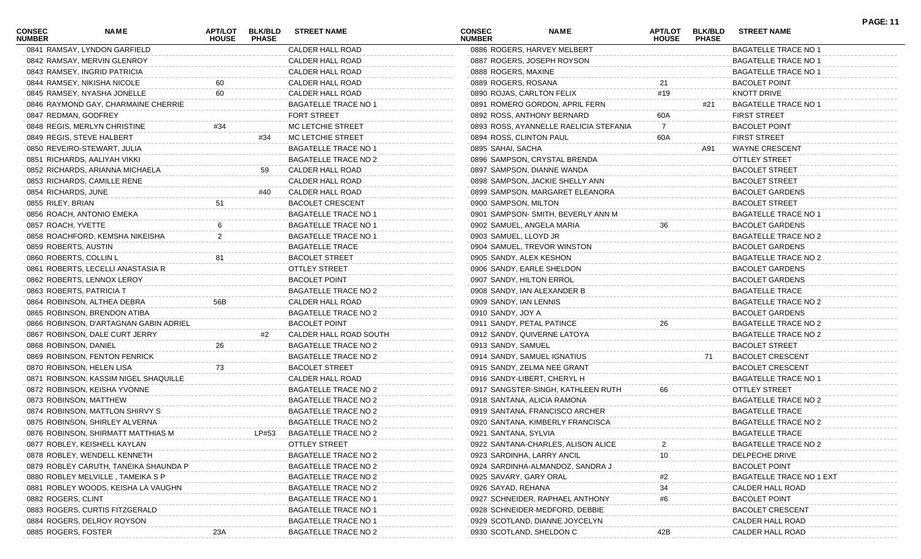| CONSEC NUMBER | NAME | APT/LOT HOUSE | BLK/BLD PHASE | STREET NAME |
|---|---|---|---|---|
| 0841 | RAMSAY, LYNDON GARFIELD | | | CALDER HALL ROAD |
| 0842 | RAMSAY, MERVIN GLENROY | | | CALDER HALL ROAD |
| 0843 | RAMSEY, INGRID PATRICIA | | | CALDER HALL ROAD |
| 0844 | RAMSEY, NIKISHA NICOLE | 60 | | CALDER HALL ROAD |
| 0845 | RAMSEY, NYASHA JONELLE | 60 | | CALDER HALL ROAD |
| 0846 | RAYMOND GAY, CHARMAINE CHERRIE | | | BAGATELLE TRACE NO 1 |
| 0847 | REDMAN, GODFREY | | | FORT STREET |
| 0848 | REGIS, MERLYN CHRISTINE | #34 | | MC LETCHIE STREET |
| 0849 | REGIS, STEVE HALBERT | | #34 | MC LETCHIE STREET |
| 0850 | REVEIRO-STEWART, JULIA | | | BAGATELLE TRACE NO 1 |
| 0851 | RICHARDS, AALIYAH VIKKI | | | BAGATELLE TRACE NO 2 |
| 0852 | RICHARDS, ARIANNA MICHAELA | | 59 | CALDER HALL ROAD |
| 0853 | RICHARDS, CAMILLE RENE | | | CALDER HALL ROAD |
| 0854 | RICHARDS, JUNE | | #40 | CALDER HALL ROAD |
| 0855 | RILEY, BRIAN | 51 | | BACOLET CRESCENT |
| 0856 | ROACH, ANTONIO EMEKA | | | BAGATELLE TRACE NO 1 |
| 0857 | ROACH, YVETTE | 6 | | BAGATELLE TRACE NO 1 |
| 0858 | ROACHFORD, KEMSHA NIKEISHA | 2 | | BAGATELLE TRACE NO 1 |
| 0859 | ROBERTS, AUSTIN | | | BAGATELLE TRACE |
| 0860 | ROBERTS, COLLIN L | 81 | | BACOLET STREET |
| 0861 | ROBERTS, LECELLI ANASTASIA R | | | OTTLEY STREET |
| 0862 | ROBERTS, LENNOX LEROY | | | BACOLET POINT |
| 0863 | ROBERTS, PATRICIA T | | | BAGATELLE TRACE NO 2 |
| 0864 | ROBINSON, ALTHEA DEBRA | 56B | | CALDER HALL ROAD |
| 0865 | ROBINSON, BRENDON ATIBA | | | BAGATELLE TRACE NO 2 |
| 0866 | ROBINSON, D'ARTAGNAN GABIN ADRIEL | | | BACOLET POINT |
| 0867 | ROBINSON, DALE CURT JERRY | | #2 | CALDER HALL ROAD SOUTH |
| 0868 | ROBINSON, DANIEL | 26 | | BAGATELLE TRACE NO 2 |
| 0869 | ROBINSON, FENTON FENRICK | | | BAGATELLE TRACE NO 2 |
| 0870 | ROBINSON, HELEN LISA | 73 | | BACOLET STREET |
| 0871 | ROBINSON, KASSIM NIGEL SHAQUILLE | | | CALDER HALL ROAD |
| 0872 | ROBINSON, KEISHA YVONNE | | | BAGATELLE TRACE NO 2 |
| 0873 | ROBINSON, MATTHEW | | | BAGATELLE TRACE NO 2 |
| 0874 | ROBINSON, MATTLON SHIRVY S | | | BAGATELLE TRACE NO 2 |
| 0875 | ROBINSON, SHIRLEY ALVERNA | | | BAGATELLE TRACE NO 2 |
| 0876 | ROBINSON, SHIRMATT MATTHIAS M | | LP#53 | BAGATELLE TRACE NO 2 |
| 0877 | ROBLEY, KEISHELL KAYLAN | | | OTTLEY STREET |
| 0878 | ROBLEY, WENDELL KENNETH | | | BAGATELLE TRACE NO 2 |
| 0879 | ROBLEY CARUTH, TANEIKA SHAUNDA P | | | BAGATELLE TRACE NO 2 |
| 0880 | ROBLEY MELVILLE , TAMEIKA S P | | | BAGATELLE TRACE NO 2 |
| 0881 | ROBLEY WOODS, KEISHA LA VAUGHN | | | BAGATELLE TRACE NO 2 |
| 0882 | ROGERS, CLINT | | | BAGATELLE TRACE NO 1 |
| 0883 | ROGERS, CURTIS FITZGERALD | | | BAGATELLE TRACE NO 1 |
| 0884 | ROGERS, DELROY ROYSON | | | BAGATELLE TRACE NO 1 |
| 0885 | ROGERS, FOSTER | 23A | | BAGATELLE TRACE NO 2 |
| 0886 | ROGERS, HARVEY MELBERT | | | BAGATELLE TRACE NO 1 |
| 0887 | ROGERS, JOSEPH ROYSON | | | BAGATELLE TRACE NO 1 |
| 0888 | ROGERS, MAXINE | | | BAGATELLE TRACE NO 1 |
| 0889 | ROGERS, ROSANA | 21 | | BACOLET POINT |
| 0890 | ROJAS, CARLTON FELIX | #19 | | KNOTT DRIVE |
| 0891 | ROMERO GORDON, APRIL FERN | | #21 | BAGATELLE TRACE NO 1 |
| 0892 | ROSS, ANTHONY BERNARD | 60A | | FIRST STREET |
| 0893 | ROSS, AYANNELLE RAELICIA STEFANIA | 7 | | BACOLET POINT |
| 0894 | ROSS, CLINTON PAUL | 60A | | FIRST STREET |
| 0895 | SAHAI, SACHA | | A91 | WAYNE CRESCENT |
| 0896 | SAMPSON, CRYSTAL BRENDA | | | OTTLEY STREET |
| 0897 | SAMPSON, DIANNE WANDA | | | BACOLET STREET |
| 0898 | SAMPSON, JACKIE SHELLY ANN | | | BACOLET STREET |
| 0899 | SAMPSON, MARGARET ELEANORA | | | BACOLET GARDENS |
| 0900 | SAMPSON, MILTON | | | BACOLET STREET |
| 0901 | SAMPSON- SMITH, BEVERLY ANN M | | | BAGATELLE TRACE NO 1 |
| 0902 | SAMUEL, ANGELA MARIA | 36 | | BACOLET GARDENS |
| 0903 | SAMUEL, LLOYD JR | | | BAGATELLE TRACE NO 2 |
| 0904 | SAMUEL, TREVOR WINSTON | | | BACOLET GARDENS |
| 0905 | SANDY, ALEX KESHON | | | BAGATELLE TRACE NO 2 |
| 0906 | SANDY, EARLE SHELDON | | | BACOLET GARDENS |
| 0907 | SANDY, HILTON ERROL | | | BACOLET GARDENS |
| 0908 | SANDY, IAN ALEXANDER B | | | BAGATELLE TRACE |
| 0909 | SANDY, IAN LENNIS | | | BAGATELLE TRACE NO 2 |
| 0910 | SANDY, JOY A | | | BACOLET GARDENS |
| 0911 | SANDY, PETAL PATINCE | 26 | | BAGATELLE TRACE NO 2 |
| 0912 | SANDY, QUIVERNE LATOYA | | | BAGATELLE TRACE NO 2 |
| 0913 | SANDY, SAMUEL | | | BACOLET STREET |
| 0914 | SANDY, SAMUEL IGNATIUS | | 71 | BACOLET CRESCENT |
| 0915 | SANDY, ZELMA NEE GRANT | | | BACOLET CRESCENT |
| 0916 | SANDY-LIBERT, CHERYL H | | | BAGATELLE TRACE NO 1 |
| 0917 | SANGSTER-SINGH, KATHLEEN RUTH | 66 | | OTTLEY STREET |
| 0918 | SANTANA, ALICIA RAMONA | | | BAGATELLE TRACE NO 2 |
| 0919 | SANTANA, FRANCISCO ARCHER | | | BAGATELLE TRACE |
| 0920 | SANTANA, KIMBERLY FRANCISCA | | | BAGATELLE TRACE NO 2 |
| 0921 | SANTANA, SYLVIA | | | BAGATELLE TRACE |
| 0922 | SANTANA-CHARLES, ALISON ALICE | 2 | | BAGATELLE TRACE NO 2 |
| 0923 | SARDINHA, LARRY ANCIL | 10 | | DELPECHE DRIVE |
| 0924 | SARDINHA-ALMANDOZ, SANDRA J | | | BACOLET POINT |
| 0925 | SAVARY, GARY ORAL | #2 | | BAGATELLE TRACE NO 1 EXT |
| 0926 | SAYAD, REHANA | 34 | | CALDER HALL ROAD |
| 0927 | SCHNEIDER, RAPHAEL ANTHONY | #6 | | BACOLET POINT |
| 0928 | SCHNEIDER-MEDFORD, DEBBIE | | | BACOLET CRESCENT |
| 0929 | SCOTLAND, DIANNE JOYCELYN | | | CALDER HALL ROAD |
| 0930 | SCOTLAND, SHELDON C | 42B | | CALDER HALL ROAD |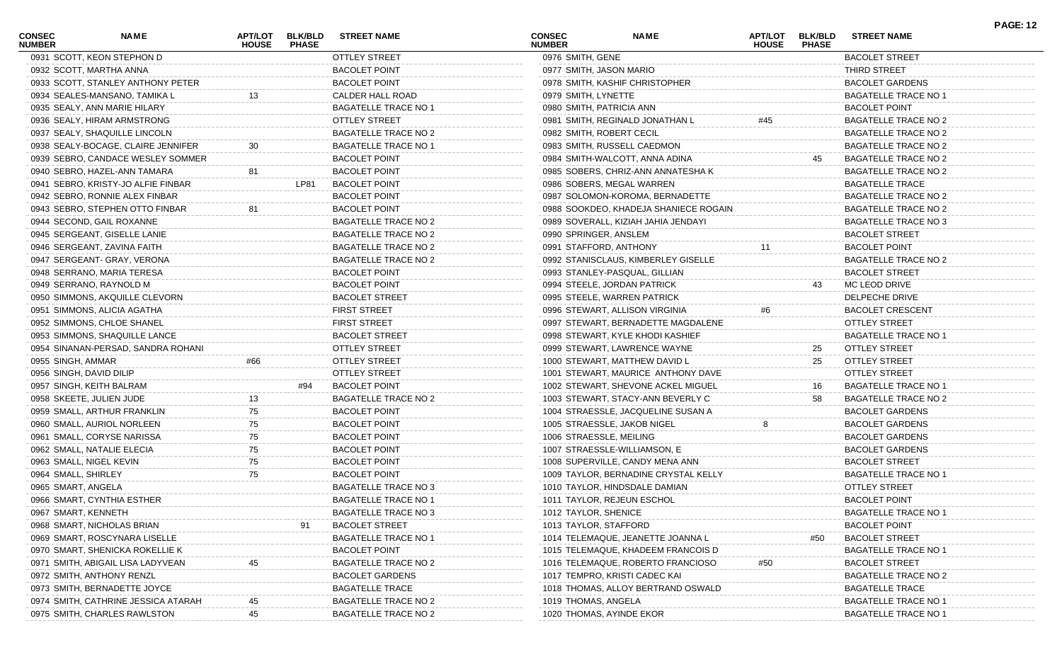| CONSEC NUMBER | NAME | APT/LOT HOUSE | BLK/BLD PHASE | STREET NAME |
|---|---|---|---|---|
| 0931 | SCOTT, KEON STEPHON D | | | OTTLEY STREET |
| 0932 | SCOTT, MARTHA ANNA | | | BACOLET POINT |
| 0933 | SCOTT, STANLEY ANTHONY PETER | | | BACOLET POINT |
| 0934 | SEALES-MANSANO, TAMIKA L | 13 | | CALDER HALL ROAD |
| 0935 | SEALY, ANN MARIE HILARY | | | BAGATELLE TRACE NO 1 |
| 0936 | SEALY, HIRAM ARMSTRONG | | | OTTLEY STREET |
| 0937 | SEALY, SHAQUILLE LINCOLN | | | BAGATELLE TRACE NO 2 |
| 0938 | SEALY-BOCAGE, CLAIRE JENNIFER | 30 | | BAGATELLE TRACE NO 1 |
| 0939 | SEBRO, CANDACE WESLEY SOMMER | | | BACOLET POINT |
| 0940 | SEBRO, HAZEL-ANN TAMARA | 81 | | BACOLET POINT |
| 0941 | SEBRO, KRISTY-JO ALFIE FINBAR | | LP81 | BACOLET POINT |
| 0942 | SEBRO, RONNIE ALEX FINBAR | | | BACOLET POINT |
| 0943 | SEBRO, STEPHEN OTTO FINBAR | 81 | | BACOLET POINT |
| 0944 | SECOND, GAIL ROXANNE | | | BAGATELLE TRACE NO 2 |
| 0945 | SERGEANT, GISELLE LANIE | | | BAGATELLE TRACE NO 2 |
| 0946 | SERGEANT, ZAVINA FAITH | | | BAGATELLE TRACE NO 2 |
| 0947 | SERGEANT- GRAY, VERONA | | | BAGATELLE TRACE NO 2 |
| 0948 | SERRANO, MARIA TERESA | | | BACOLET POINT |
| 0949 | SERRANO, RAYNOLD M | | | BACOLET POINT |
| 0950 | SIMMONS, AKQUILLE CLEVORN | | | BACOLET STREET |
| 0951 | SIMMONS, ALICIA AGATHA | | | FIRST STREET |
| 0952 | SIMMONS, CHLOE SHANEL | | | FIRST STREET |
| 0953 | SIMMONS, SHAQUILLE LANCE | | | BACOLET STREET |
| 0954 | SINANAN-PERSAD, SANDRA ROHANI | | | OTTLEY STREET |
| 0955 | SINGH, AMMAR | #66 | | OTTLEY STREET |
| 0956 | SINGH, DAVID DILIP | | | OTTLEY STREET |
| 0957 | SINGH, KEITH BALRAM | | #94 | BACOLET POINT |
| 0958 | SKEETE, JULIEN JUDE | 13 | | BAGATELLE TRACE NO 2 |
| 0959 | SMALL, ARTHUR FRANKLIN | 75 | | BACOLET POINT |
| 0960 | SMALL, AURIOL NORLEEN | 75 | | BACOLET POINT |
| 0961 | SMALL, CORYSE NARISSA | 75 | | BACOLET POINT |
| 0962 | SMALL, NATALIE ELECIA | 75 | | BACOLET POINT |
| 0963 | SMALL, NIGEL KEVIN | 75 | | BACOLET POINT |
| 0964 | SMALL, SHIRLEY | 75 | | BACOLET POINT |
| 0965 | SMART, ANGELA | | | BAGATELLE TRACE NO 3 |
| 0966 | SMART, CYNTHIA ESTHER | | | BAGATELLE TRACE NO 1 |
| 0967 | SMART, KENNETH | | | BAGATELLE TRACE NO 3 |
| 0968 | SMART, NICHOLAS BRIAN | | 91 | BACOLET STREET |
| 0969 | SMART, ROSCYNARA LISELLE | | | BAGATELLE TRACE NO 1 |
| 0970 | SMART, SHENICKA ROKELLIE K | | | BACOLET POINT |
| 0971 | SMITH, ABIGAIL LISA LADYVEAN | 45 | | BAGATELLE TRACE NO 2 |
| 0972 | SMITH, ANTHONY RENZL | | | BACOLET GARDENS |
| 0973 | SMITH, BERNADETTE JOYCE | | | BAGATELLE TRACE |
| 0974 | SMITH, CATHRINE JESSICA ATARAH | 45 | | BAGATELLE TRACE NO 2 |
| 0975 | SMITH, CHARLES RAWLSTON | 45 | | BAGATELLE TRACE NO 2 |
| 0976 | SMITH, GENE | | | BACOLET STREET |
| 0977 | SMITH, JASON MARIO | | | THIRD STREET |
| 0978 | SMITH, KASHIF CHRISTOPHER | | | BACOLET GARDENS |
| 0979 | SMITH, LYNETTE | | | BAGATELLE TRACE NO 1 |
| 0980 | SMITH, PATRICIA ANN | | | BACOLET POINT |
| 0981 | SMITH, REGINALD JONATHAN L | #45 | | BAGATELLE TRACE NO 2 |
| 0982 | SMITH, ROBERT CECIL | | | BAGATELLE TRACE NO 2 |
| 0983 | SMITH, RUSSELL CAEDMON | | | BAGATELLE TRACE NO 2 |
| 0984 | SMITH-WALCOTT, ANNA ADINA | | 45 | BAGATELLE TRACE NO 2 |
| 0985 | SOBERS, CHRIZ-ANN ANNATESHA K | | | BAGATELLE TRACE NO 2 |
| 0986 | SOBERS, MEGAL WARREN | | | BAGATELLE TRACE |
| 0987 | SOLOMON-KOROMA, BERNADETTE | | | BAGATELLE TRACE NO 2 |
| 0988 | SOOKDEO, KHADEJA SHANIECE ROGAIN | | | BAGATELLE TRACE NO 2 |
| 0989 | SOVERALL, KIZIAH JAHIA JENDAYI | | | BAGATELLE TRACE NO 3 |
| 0990 | SPRINGER, ANSLEM | | | BACOLET STREET |
| 0991 | STAFFORD, ANTHONY | 11 | | BACOLET POINT |
| 0992 | STANISCLAUS, KIMBERLEY GISELLE | | | BAGATELLE TRACE NO 2 |
| 0993 | STANLEY-PASQUAL, GILLIAN | | | BACOLET STREET |
| 0994 | STEELE, JORDAN PATRICK | | 43 | MC LEOD DRIVE |
| 0995 | STEELE, WARREN PATRICK | | | DELPECHE DRIVE |
| 0996 | STEWART, ALLISON VIRGINIA | #6 | | BACOLET CRESCENT |
| 0997 | STEWART, BERNADETTE MAGDALENE | | | OTTLEY STREET |
| 0998 | STEWART, KYLE KHODI KASHIEF | | | BAGATELLE TRACE NO 1 |
| 0999 | STEWART, LAWRENCE WAYNE | | 25 | OTTLEY STREET |
| 1000 | STEWART, MATTHEW DAVID L | | 25 | OTTLEY STREET |
| 1001 | STEWART, MAURICE ANTHONY DAVE | | | OTTLEY STREET |
| 1002 | STEWART, SHEVONE ACKEL MIGUEL | | 16 | BAGATELLE TRACE NO 1 |
| 1003 | STEWART, STACY-ANN BEVERLY C | | 58 | BAGATELLE TRACE NO 2 |
| 1004 | STRAESSLE, JACQUELINE SUSAN A | | | BACOLET GARDENS |
| 1005 | STRAESSLE, JAKOB NIGEL | 8 | | BACOLET GARDENS |
| 1006 | STRAESSLE, MEILING | | | BACOLET GARDENS |
| 1007 | STRAESSLE-WILLIAMSON, E | | | BACOLET GARDENS |
| 1008 | SUPERVILLE, CANDY MENA ANN | | | BACOLET STREET |
| 1009 | TAYLOR, BERNADINE CRYSTAL KELLY | | | BAGATELLE TRACE NO 1 |
| 1010 | TAYLOR, HINDSDALE DAMIAN | | | OTTLEY STREET |
| 1011 | TAYLOR, REJEUN ESCHOL | | | BACOLET POINT |
| 1012 | TAYLOR, SHENICE | | | BAGATELLE TRACE NO 1 |
| 1013 | TAYLOR, STAFFORD | | | BACOLET POINT |
| 1014 | TELEMAQUE, JEANETTE JOANNA L | | #50 | BACOLET STREET |
| 1015 | TELEMAQUE, KHADEEM FRANCOIS D | | | BAGATELLE TRACE NO 1 |
| 1016 | TELEMAQUE, ROBERTO FRANCIOSO | #50 | | BACOLET STREET |
| 1017 | TEMPRO, KRISTI CADEC KAI | | | BAGATELLE TRACE NO 2 |
| 1018 | THOMAS, ALLOY BERTRAND OSWALD | | | BAGATELLE TRACE |
| 1019 | THOMAS, ANGELA | | | BAGATELLE TRACE NO 1 |
| 1020 | THOMAS, AYINDE EKOR | | | BAGATELLE TRACE NO 1 |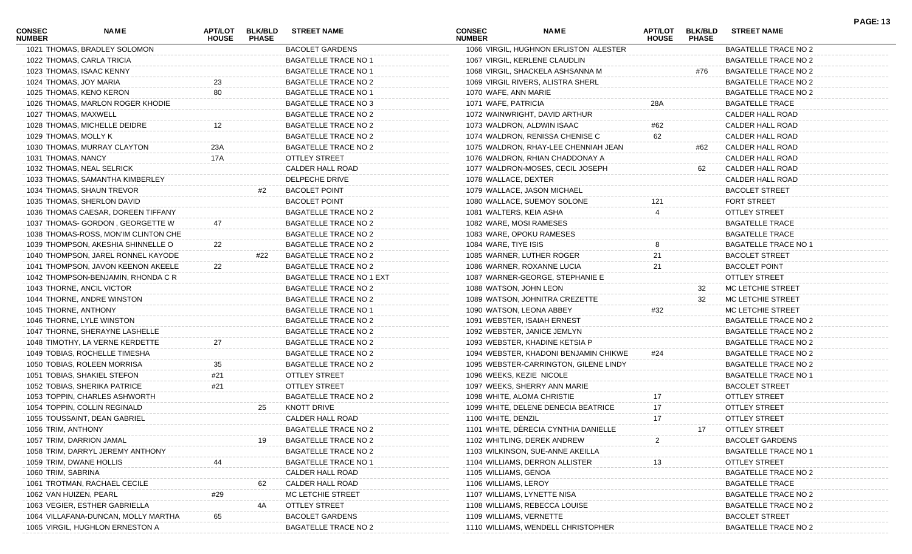| CONSEC NUMBER | NAME | APT/LOT HOUSE | BLK/BLD PHASE | STREET NAME |
|---|---|---|---|---|
| 1021 | THOMAS, BRADLEY SOLOMON | | | BACOLET GARDENS |
| 1022 | THOMAS, CARLA TRICIA | | | BAGATELLE TRACE NO 1 |
| 1023 | THOMAS, ISAAC KENNY | | | BAGATELLE TRACE NO 1 |
| 1024 | THOMAS, JOY MARIA | 23 | | BAGATELLE TRACE NO 2 |
| 1025 | THOMAS, KENO KERON | 80 | | BAGATELLE TRACE NO 1 |
| 1026 | THOMAS, MARLON ROGER KHODIE | | | BAGATELLE TRACE NO 3 |
| 1027 | THOMAS, MAXWELL | | | BAGATELLE TRACE NO 2 |
| 1028 | THOMAS, MICHELLE DEIDRE | 12 | | BAGATELLE TRACE NO 2 |
| 1029 | THOMAS, MOLLY K | | | BAGATELLE TRACE NO 2 |
| 1030 | THOMAS, MURRAY CLAYTON | 23A | | BAGATELLE TRACE NO 2 |
| 1031 | THOMAS, NANCY | 17A | | OTTLEY STREET |
| 1032 | THOMAS, NEAL SELRICK | | | CALDER HALL ROAD |
| 1033 | THOMAS, SAMANTHA KIMBERLEY | | | DELPECHE DRIVE |
| 1034 | THOMAS, SHAUN TREVOR | | #2 | BACOLET POINT |
| 1035 | THOMAS, SHERLON DAVID | | | BACOLET POINT |
| 1036 | THOMAS CAESAR, DOREEN TIFFANY | | | BAGATELLE TRACE NO 2 |
| 1037 | THOMAS- GORDON , GEORGETTE W | 47 | | BAGATELLE TRACE NO 2 |
| 1038 | THOMAS-ROSS, MON'IM CLINTON CHE | | | BAGATELLE TRACE NO 2 |
| 1039 | THOMPSON, AKESHIA SHINNELLE O | 22 | | BAGATELLE TRACE NO 2 |
| 1040 | THOMPSON, JAREL RONNEL KAYODE | | #22 | BAGATELLE TRACE NO 2 |
| 1041 | THOMPSON, JAVON KEENON AKEELE | 22 | | BAGATELLE TRACE NO 2 |
| 1042 | THOMPSON-BENJAMIN, RHONDA C R | | | BAGATELLE TRACE NO 1 EXT |
| 1043 | THORNE, ANCIL VICTOR | | | BAGATELLE TRACE NO 2 |
| 1044 | THORNE, ANDRE WINSTON | | | BAGATELLE TRACE NO 2 |
| 1045 | THORNE, ANTHONY | | | BAGATELLE TRACE NO 1 |
| 1046 | THORNE, LYLE WINSTON | | | BAGATELLE TRACE NO 2 |
| 1047 | THORNE, SHERAYNE LASHELLE | | | BAGATELLE TRACE NO 2 |
| 1048 | TIMOTHY, LA VERNE KERDETTE | 27 | | BAGATELLE TRACE NO 2 |
| 1049 | TOBIAS, ROCHELLE TIMESHA | | | BAGATELLE TRACE NO 2 |
| 1050 | TOBIAS, ROLEEN MORRISA | 35 | | BAGATELLE TRACE NO 2 |
| 1051 | TOBIAS, SHAKIEL STEFON | #21 | | OTTLEY STREET |
| 1052 | TOBIAS, SHERIKA PATRICE | #21 | | OTTLEY STREET |
| 1053 | TOPPIN, CHARLES ASHWORTH | | | BAGATELLE TRACE NO 2 |
| 1054 | TOPPIN, COLLIN REGINALD | | 25 | KNOTT DRIVE |
| 1055 | TOUSSAINT, DEAN GABRIEL | | | CALDER HALL ROAD |
| 1056 | TRIM, ANTHONY | | | BAGATELLE TRACE NO 2 |
| 1057 | TRIM, DARRION JAMAL | | 19 | BAGATELLE TRACE NO 2 |
| 1058 | TRIM, DARRYL JEREMY ANTHONY | | | BAGATELLE TRACE NO 2 |
| 1059 | TRIM, DWANE HOLLIS | 44 | | BAGATELLE TRACE NO 1 |
| 1060 | TRIM, SABRINA | | | CALDER HALL ROAD |
| 1061 | TROTMAN, RACHAEL CECILE | | 62 | CALDER HALL ROAD |
| 1062 | VAN HUIZEN, PEARL | #29 | | MC LETCHIE STREET |
| 1063 | VEGIER, ESTHER GABRIELLA | | 4A | OTTLEY STREET |
| 1064 | VILLAFANA-DUNCAN, MOLLY MARTHA | 65 | | BACOLET GARDENS |
| 1065 | VIRGIL, HUGHLON ERNESTON A | | | BAGATELLE TRACE NO 2 |
| 1066 | VIRGIL, HUGHNON ERLISTON ALESTER | | | BAGATELLE TRACE NO 2 |
| 1067 | VIRGIL, KERLENE CLAUDLIN | | | BAGATELLE TRACE NO 2 |
| 1068 | VIRGIL, SHACKELA ASHSANNA M | | #76 | BAGATELLE TRACE NO 2 |
| 1069 | VIRGIL RIVERS, ALISTRA SHERL | | | BAGATELLE TRACE NO 2 |
| 1070 | WAFE, ANN MARIE | | | BAGATELLE TRACE NO 2 |
| 1071 | WAFE, PATRICIA | 28A | | BAGATELLE TRACE |
| 1072 | WAINWRIGHT, DAVID ARTHUR | | | CALDER HALL ROAD |
| 1073 | WALDRON, ALDWIN ISAAC | #62 | | CALDER HALL ROAD |
| 1074 | WALDRON, RENISSA CHENISE C | 62 | | CALDER HALL ROAD |
| 1075 | WALDRON, RHAY-LEE CHENNIAH JEAN | | #62 | CALDER HALL ROAD |
| 1076 | WALDRON, RHIAN CHADDONAY A | | | CALDER HALL ROAD |
| 1077 | WALDRON-MOSES, CECIL JOSEPH | | 62 | CALDER HALL ROAD |
| 1078 | WALLACE, DEXTER | | | CALDER HALL ROAD |
| 1079 | WALLACE, JASON MICHAEL | | | BACOLET STREET |
| 1080 | WALLACE, SUEMOY SOLONE | 121 | | FORT STREET |
| 1081 | WALTERS, KEIA ASHA | 4 | | OTTLEY STREET |
| 1082 | WARE, MOSI RAMESES | | | BAGATELLE TRACE |
| 1083 | WARE, OPOKU RAMESES | | | BAGATELLE TRACE |
| 1084 | WARE, TIYE ISIS | 8 | | BAGATELLE TRACE NO 1 |
| 1085 | WARNER, LUTHER ROGER | 21 | | BACOLET STREET |
| 1086 | WARNER, ROXANNE LUCIA | 21 | | BACOLET POINT |
| 1087 | WARNER-GEORGE, STEPHANIE E | | | OTTLEY STREET |
| 1088 | WATSON, JOHN LEON | | 32 | MC LETCHIE STREET |
| 1089 | WATSON, JOHNITRA CREZETTE | | 32 | MC LETCHIE STREET |
| 1090 | WATSON, LEONA ABBEY | #32 | | MC LETCHIE STREET |
| 1091 | WEBSTER, ISAIAH ERNEST | | | BAGATELLE TRACE NO 2 |
| 1092 | WEBSTER, JANICE JEMLYN | | | BAGATELLE TRACE NO 2 |
| 1093 | WEBSTER, KHADINE KETSIA P | | | BAGATELLE TRACE NO 2 |
| 1094 | WEBSTER, KHADONI BENJAMIN CHIKWE | #24 | | BAGATELLE TRACE NO 2 |
| 1095 | WEBSTER-CARRINGTON, GILENE LINDY | | | BAGATELLE TRACE NO 2 |
| 1096 | WEEKS, KEZIE NICOLE | | | BAGATELLE TRACE NO 1 |
| 1097 | WEEKS, SHERRY ANN MARIE | | | BACOLET STREET |
| 1098 | WHITE, ALOMA CHRISTIE | 17 | | OTTLEY STREET |
| 1099 | WHITE, DELENE DENECIA BEATRICE | 17 | | OTTLEY STREET |
| 1100 | WHITE, DENZIL | 17 | | OTTLEY STREET |
| 1101 | WHITE, DÈRECIA CYNTHIA DANIELLE | | 17 | OTTLEY STREET |
| 1102 | WHITLING, DEREK ANDREW | 2 | | BACOLET GARDENS |
| 1103 | WILKINSON, SUE-ANNE AKEILLA | | | BAGATELLE TRACE NO 1 |
| 1104 | WILLIAMS, DERRON ALLISTER | 13 | | OTTLEY STREET |
| 1105 | WILLIAMS, GENOA | | | BAGATELLE TRACE NO 2 |
| 1106 | WILLIAMS, LEROY | | | BAGATELLE TRACE |
| 1107 | WILLIAMS, LYNETTE NISA | | | BAGATELLE TRACE NO 2 |
| 1108 | WILLIAMS, REBECCA LOUISE | | | BAGATELLE TRACE NO 2 |
| 1109 | WILLIAMS, VERNETTE | | | BACOLET STREET |
| 1110 | WILLIAMS, WENDELL CHRISTOPHER | | | BAGATELLE TRACE NO 2 |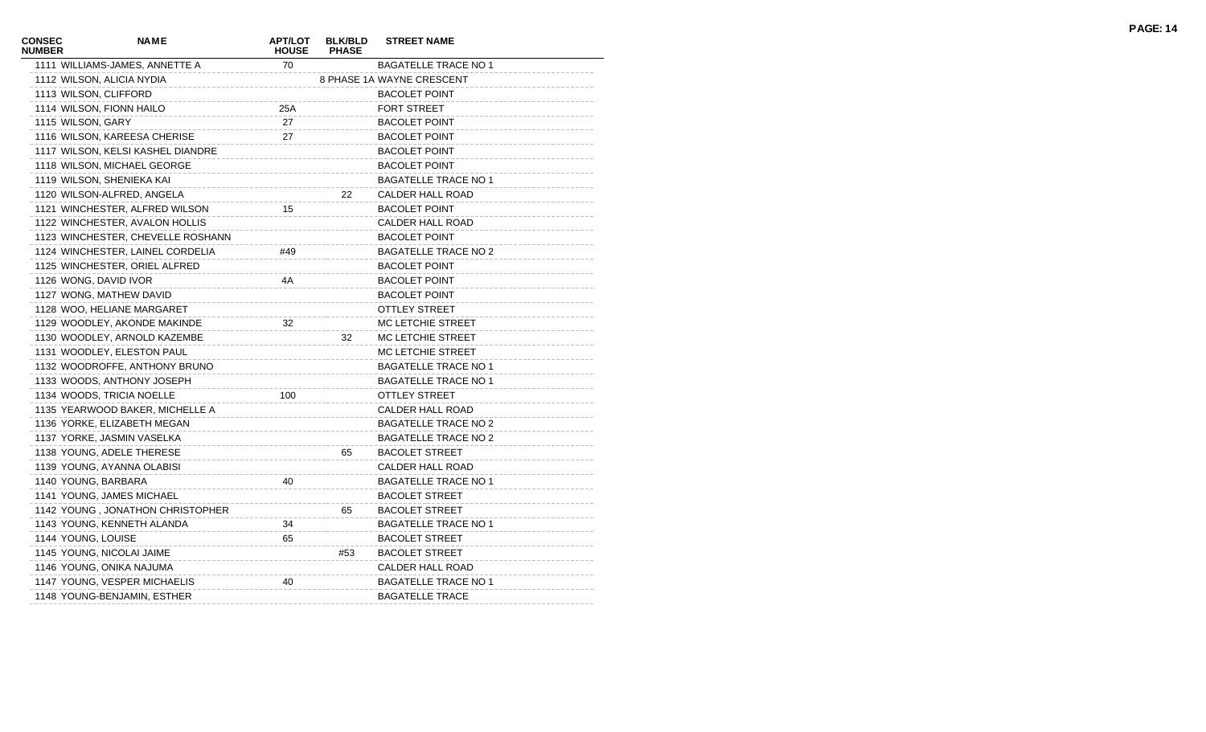| CONSEC NUMBER | NAME | APT/LOT HOUSE | BLK/BLD PHASE | STREET NAME |
|---|---|---|---|---|
| 1111 | WILLIAMS-JAMES, ANNETTE A | 70 | | BAGATELLE TRACE NO 1 |
| 1112 | WILSON, ALICIA NYDIA | | 8 PHASE 1A | WAYNE CRESCENT |
| 1113 | WILSON, CLIFFORD | | | BACOLET POINT |
| 1114 | WILSON, FIONN HAILO | 25A | | FORT STREET |
| 1115 | WILSON, GARY | 27 | | BACOLET POINT |
| 1116 | WILSON, KAREESA CHERISE | 27 | | BACOLET POINT |
| 1117 | WILSON, KELSI KASHEL DIANDRE | | | BACOLET POINT |
| 1118 | WILSON, MICHAEL GEORGE | | | BACOLET POINT |
| 1119 | WILSON, SHENIEKA KAI | | | BAGATELLE TRACE NO 1 |
| 1120 | WILSON-ALFRED, ANGELA | | 22 | CALDER HALL ROAD |
| 1121 | WINCHESTER, ALFRED WILSON | 15 | | BACOLET POINT |
| 1122 | WINCHESTER, AVALON HOLLIS | | | CALDER HALL ROAD |
| 1123 | WINCHESTER, CHEVELLE ROSHANN | | | BACOLET POINT |
| 1124 | WINCHESTER, LAINEL CORDELIA | #49 | | BAGATELLE TRACE NO 2 |
| 1125 | WINCHESTER, ORIEL ALFRED | | | BACOLET POINT |
| 1126 | WONG, DAVID IVOR | 4A | | BACOLET POINT |
| 1127 | WONG, MATHEW DAVID | | | BACOLET POINT |
| 1128 | WOO, HELIANE MARGARET | | | OTTLEY STREET |
| 1129 | WOODLEY, AKONDE MAKINDE | 32 | | MC LETCHIE STREET |
| 1130 | WOODLEY, ARNOLD KAZEMBE | | 32 | MC LETCHIE STREET |
| 1131 | WOODLEY, ELESTON PAUL | | | MC LETCHIE STREET |
| 1132 | WOODROFFE, ANTHONY BRUNO | | | BAGATELLE TRACE NO 1 |
| 1133 | WOODS, ANTHONY JOSEPH | | | BAGATELLE TRACE NO 1 |
| 1134 | WOODS, TRICIA NOELLE | 100 | | OTTLEY STREET |
| 1135 | YEARWOOD BAKER, MICHELLE A | | | CALDER HALL ROAD |
| 1136 | YORKE, ELIZABETH MEGAN | | | BAGATELLE TRACE NO 2 |
| 1137 | YORKE, JASMIN VASELKA | | | BAGATELLE TRACE NO 2 |
| 1138 | YOUNG, ADELE THERESE | | 65 | BACOLET STREET |
| 1139 | YOUNG, AYANNA OLABISI | | | CALDER HALL ROAD |
| 1140 | YOUNG, BARBARA | 40 | | BAGATELLE TRACE NO 1 |
| 1141 | YOUNG, JAMES MICHAEL | | | BACOLET STREET |
| 1142 | YOUNG , JONATHON CHRISTOPHER | | 65 | BACOLET STREET |
| 1143 | YOUNG, KENNETH ALANDA | 34 | | BAGATELLE TRACE NO 1 |
| 1144 | YOUNG, LOUISE | 65 | | BACOLET STREET |
| 1145 | YOUNG, NICOLAI JAIME | | #53 | BACOLET STREET |
| 1146 | YOUNG, ONIKA NAJUMA | | | CALDER HALL ROAD |
| 1147 | YOUNG, VESPER MICHAELIS | 40 | | BAGATELLE TRACE NO 1 |
| 1148 | YOUNG-BENJAMIN, ESTHER | | | BAGATELLE TRACE |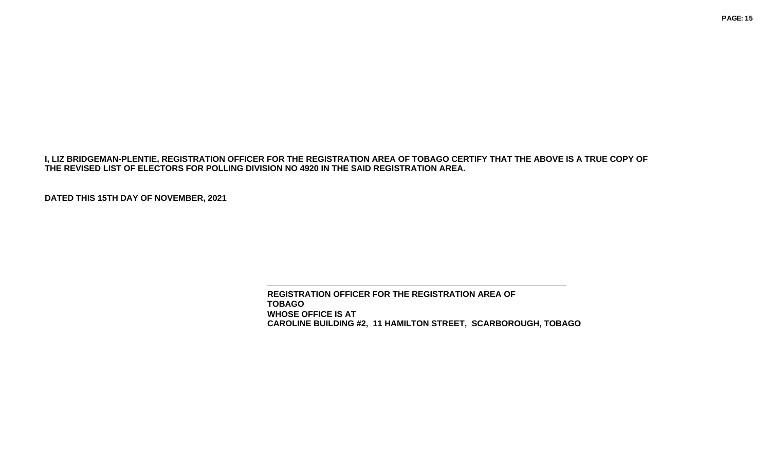**I, LIZ BRIDGEMAN-PLENTIE, REGISTRATION OFFICER FOR THE REGISTRATION AREA OF TOBAGO CERTIFY THAT THE ABOVE IS A TRUE COPY OF THE REVISED LIST OF ELECTORS FOR POLLING DIVISION NO 4920 IN THE SAID REGISTRATION AREA.**

**DATED THIS 15TH DAY OF NOVEMBER, 2021**

---

**REGISTRATION OFFICER FOR THE REGISTRATION AREA OF TOBAGO**
**WHOSE OFFICE IS AT**
**CAROLINE BUILDING #2, 11 HAMILTON STREET, SCARBOROUGH, TOBAGO**